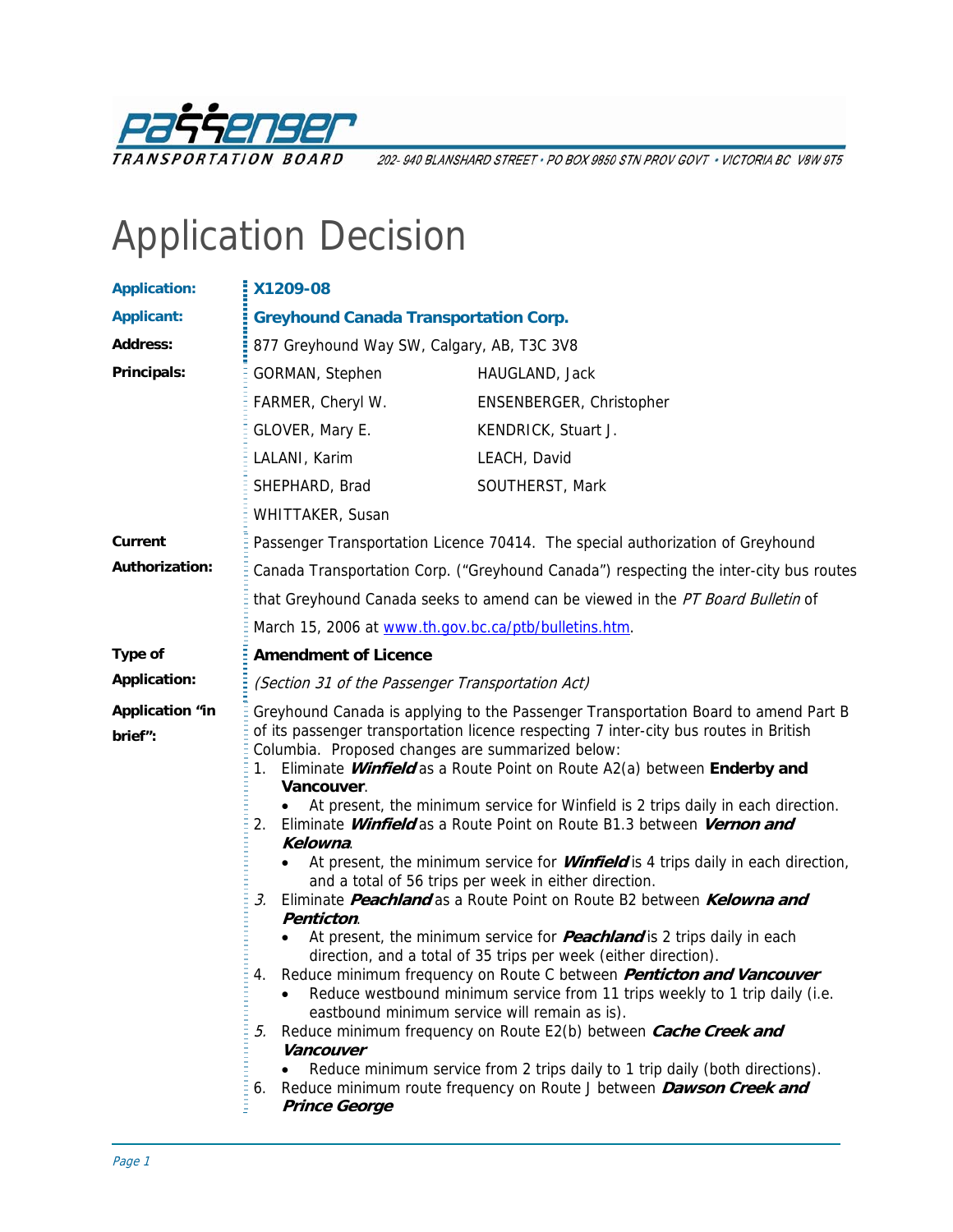Passenger Transportation Board — 202- 940 BLANSHARD STREET • PO BOX 9850 STN PROV GOVT • VICTORIA BC V8W 9T5

# Application Decision

**Application:** X1209-08

**Applicant:** Greyhound Canada Transportation Corp.

**Address:** 877 Greyhound Way SW, Calgary, AB, T3C 3V8

**Principals:**

| | |
|---|---|
| GORMAN, Stephen | HAUGLAND, Jack |
| FARMER, Cheryl W. | ENSENBERGER, Christopher |
| GLOVER, Mary E. | KENDRICK, Stuart J. |
| LALANI, Karim | LEACH, David |
| SHEPHARD, Brad | SOUTHERST, Mark |
| WHITTAKER, Susan | |

**Current Authorization:** Passenger Transportation Licence 70414. The special authorization of Greyhound Canada Transportation Corp. ("Greyhound Canada") respecting the inter-city bus routes that Greyhound Canada seeks to amend can be viewed in the *PT Board Bulletin* of March 15, 2006 at www.th.gov.bc.ca/ptb/bulletins.htm.

**Type of Application:** **Amendment of Licence**
*(Section 31 of the Passenger Transportation Act)*

**Application "in brief":** Greyhound Canada is applying to the Passenger Transportation Board to amend Part B of its passenger transportation licence respecting 7 inter-city bus routes in British Columbia. Proposed changes are summarized below:

1. Eliminate ***Winfield*** as a Route Point on Route A2(a) between **Enderby and Vancouver**.
   - At present, the minimum service for Winfield is 2 trips daily in each direction.
2. Eliminate ***Winfield*** as a Route Point on Route B1.3 between ***Vernon and Kelowna***.
   - At present, the minimum service for ***Winfield*** is 4 trips daily in each direction, and a total of 56 trips per week in either direction.
3. Eliminate ***Peachland*** as a Route Point on Route B2 between ***Kelowna and Penticton***.
   - At present, the minimum service for ***Peachland*** is 2 trips daily in each direction, and a total of 35 trips per week (either direction).
4. Reduce minimum frequency on Route C between ***Penticton and Vancouver***
   - Reduce westbound minimum service from 11 trips weekly to 1 trip daily (i.e. eastbound minimum service will remain as is).
5. Reduce minimum frequency on Route E2(b) between ***Cache Creek and Vancouver***
   - Reduce minimum service from 2 trips daily to 1 trip daily (both directions).
6. Reduce minimum route frequency on Route J between ***Dawson Creek and Prince George***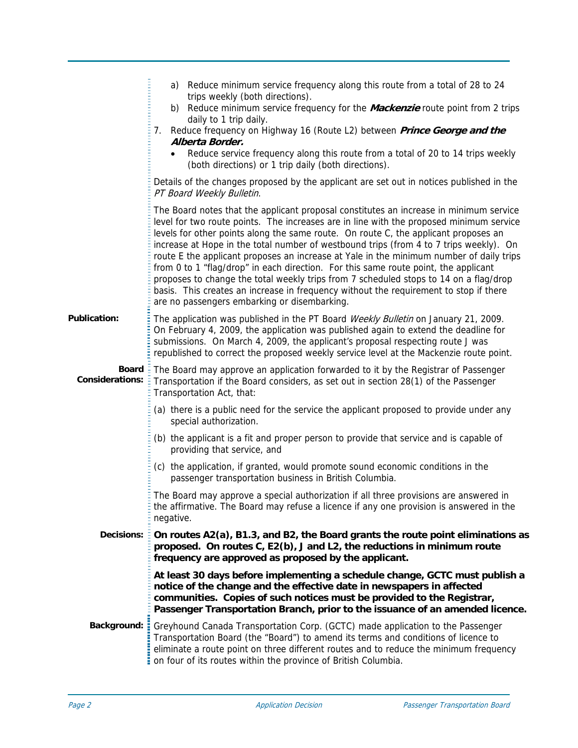a) Reduce minimum service frequency along this route from a total of 28 to 24 trips weekly (both directions).

b) Reduce minimum service frequency for the ***Mackenzie*** route point from 2 trips daily to 1 trip daily.

7. Reduce frequency on Highway 16 (Route L2) between ***Prince George and the Alberta Border.***
   - Reduce service frequency along this route from a total of 20 to 14 trips weekly (both directions) or 1 trip daily (both directions).

Details of the changes proposed by the applicant are set out in notices published in the *PT Board Weekly Bulletin*.

The Board notes that the applicant proposal constitutes an increase in minimum service level for two route points. The increases are in line with the proposed minimum service levels for other points along the same route. On route C, the applicant proposes an increase at Hope in the total number of westbound trips (from 4 to 7 trips weekly). On route E the applicant proposes an increase at Yale in the minimum number of daily trips from 0 to 1 "flag/drop" in each direction. For this same route point, the applicant proposes to change the total weekly trips from 7 scheduled stops to 14 on a flag/drop basis. This creates an increase in frequency without the requirement to stop if there are no passengers embarking or disembarking.

**Publication:**

The application was published in the PT Board *Weekly Bulletin* on January 21, 2009. On February 4, 2009, the application was published again to extend the deadline for submissions. On March 4, 2009, the applicant's proposal respecting route J was republished to correct the proposed weekly service level at the Mackenzie route point.

**Board Considerations:**

The Board may approve an application forwarded to it by the Registrar of Passenger Transportation if the Board considers, as set out in section 28(1) of the Passenger Transportation Act, that:

(a) there is a public need for the service the applicant proposed to provide under any special authorization.

(b) the applicant is a fit and proper person to provide that service and is capable of providing that service, and

(c) the application, if granted, would promote sound economic conditions in the passenger transportation business in British Columbia.

The Board may approve a special authorization if all three provisions are answered in the affirmative. The Board may refuse a licence if any one provision is answered in the negative.

**Decisions:**

**On routes A2(a), B1.3, and B2, the Board grants the route point eliminations as proposed. On routes C, E2(b), J and L2, the reductions in minimum route frequency are approved as proposed by the applicant.**

**At least 30 days before implementing a schedule change, GCTC must publish a notice of the change and the effective date in newspapers in affected communities. Copies of such notices must be provided to the Registrar, Passenger Transportation Branch, prior to the issuance of an amended licence.**

**Background:**

Greyhound Canada Transportation Corp. (GCTC) made application to the Passenger Transportation Board (the "Board") to amend its terms and conditions of licence to eliminate a route point on three different routes and to reduce the minimum frequency on four of its routes within the province of British Columbia.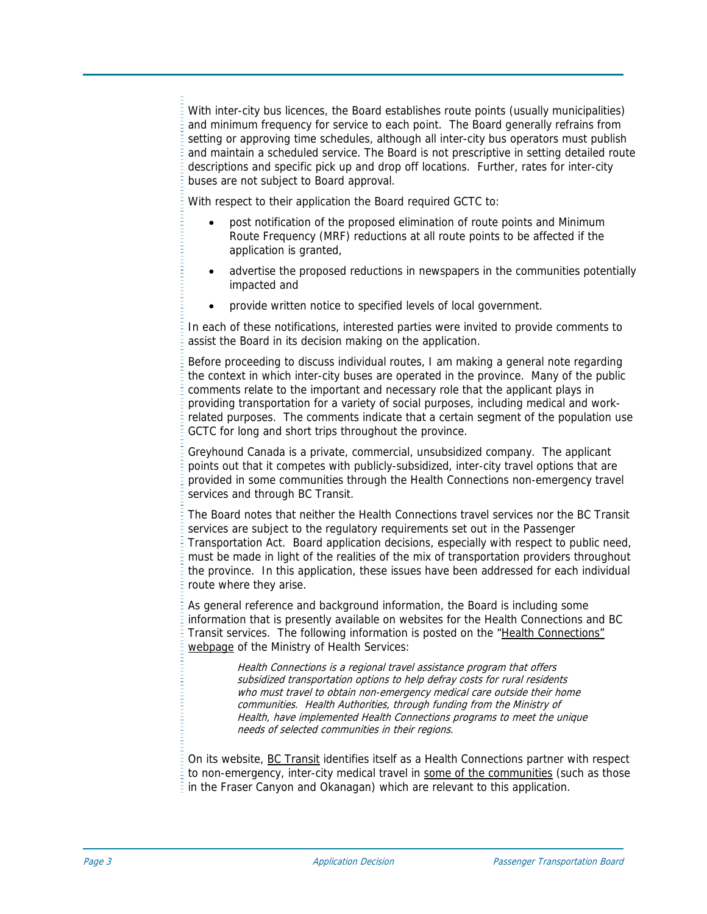With inter-city bus licences, the Board establishes route points (usually municipalities) and minimum frequency for service to each point. The Board generally refrains from setting or approving time schedules, although all inter-city bus operators must publish and maintain a scheduled service. The Board is not prescriptive in setting detailed route descriptions and specific pick up and drop off locations. Further, rates for inter-city buses are not subject to Board approval.

With respect to their application the Board required GCTC to:

- post notification of the proposed elimination of route points and Minimum Route Frequency (MRF) reductions at all route points to be affected if the application is granted,
- advertise the proposed reductions in newspapers in the communities potentially impacted and
- provide written notice to specified levels of local government.

In each of these notifications, interested parties were invited to provide comments to assist the Board in its decision making on the application.

Before proceeding to discuss individual routes, I am making a general note regarding the context in which inter-city buses are operated in the province. Many of the public comments relate to the important and necessary role that the applicant plays in providing transportation for a variety of social purposes, including medical and work-related purposes. The comments indicate that a certain segment of the population use GCTC for long and short trips throughout the province.

Greyhound Canada is a private, commercial, unsubsidized company. The applicant points out that it competes with publicly-subsidized, inter-city travel options that are provided in some communities through the Health Connections non-emergency travel services and through BC Transit.

The Board notes that neither the Health Connections travel services nor the BC Transit services are subject to the regulatory requirements set out in the Passenger Transportation Act. Board application decisions, especially with respect to public need, must be made in light of the realities of the mix of transportation providers throughout the province. In this application, these issues have been addressed for each individual route where they arise.

As general reference and background information, the Board is including some information that is presently available on websites for the Health Connections and BC Transit services. The following information is posted on the "Health Connections" webpage of the Ministry of Health Services:

> *Health Connections is a regional travel assistance program that offers subsidized transportation options to help defray costs for rural residents who must travel to obtain non-emergency medical care outside their home communities. Health Authorities, through funding from the Ministry of Health, have implemented Health Connections programs to meet the unique needs of selected communities in their regions.*

On its website, BC Transit identifies itself as a Health Connections partner with respect to non-emergency, inter-city medical travel in some of the communities (such as those in the Fraser Canyon and Okanagan) which are relevant to this application.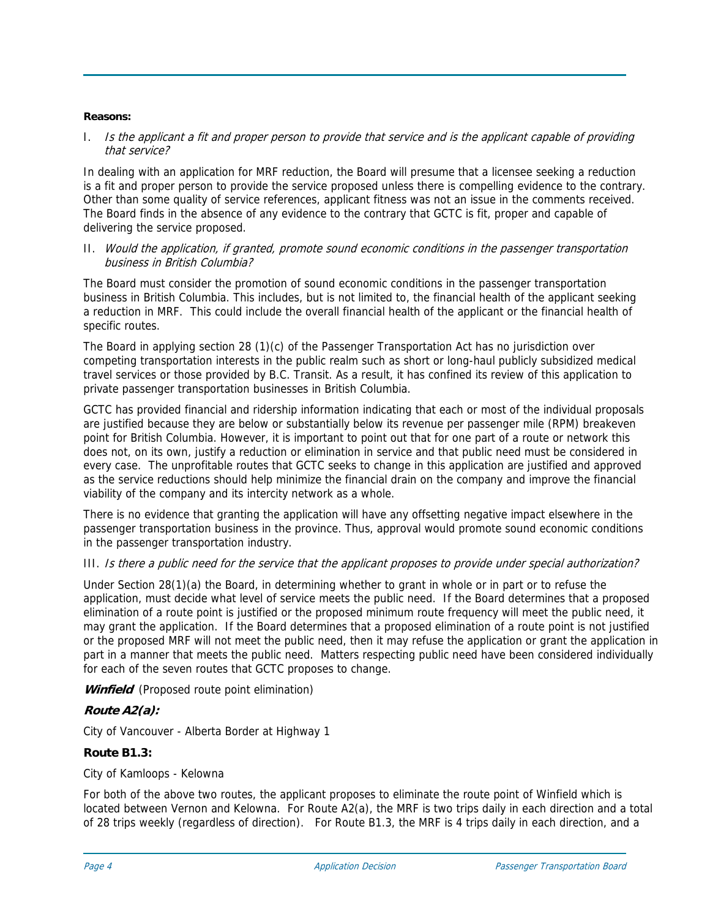**Reasons:**

I. *Is the applicant a fit and proper person to provide that service and is the applicant capable of providing that service?*

In dealing with an application for MRF reduction, the Board will presume that a licensee seeking a reduction is a fit and proper person to provide the service proposed unless there is compelling evidence to the contrary. Other than some quality of service references, applicant fitness was not an issue in the comments received. The Board finds in the absence of any evidence to the contrary that GCTC is fit, proper and capable of delivering the service proposed.

II. *Would the application, if granted, promote sound economic conditions in the passenger transportation business in British Columbia?*

The Board must consider the promotion of sound economic conditions in the passenger transportation business in British Columbia. This includes, but is not limited to, the financial health of the applicant seeking a reduction in MRF. This could include the overall financial health of the applicant or the financial health of specific routes.

The Board in applying section 28 (1)(c) of the Passenger Transportation Act has no jurisdiction over competing transportation interests in the public realm such as short or long-haul publicly subsidized medical travel services or those provided by B.C. Transit. As a result, it has confined its review of this application to private passenger transportation businesses in British Columbia.

GCTC has provided financial and ridership information indicating that each or most of the individual proposals are justified because they are below or substantially below its revenue per passenger mile (RPM) breakeven point for British Columbia. However, it is important to point out that for one part of a route or network this does not, on its own, justify a reduction or elimination in service and that public need must be considered in every case. The unprofitable routes that GCTC seeks to change in this application are justified and approved as the service reductions should help minimize the financial drain on the company and improve the financial viability of the company and its intercity network as a whole.

There is no evidence that granting the application will have any offsetting negative impact elsewhere in the passenger transportation business in the province. Thus, approval would promote sound economic conditions in the passenger transportation industry.

III. *Is there a public need for the service that the applicant proposes to provide under special authorization?*

Under Section 28(1)(a) the Board, in determining whether to grant in whole or in part or to refuse the application, must decide what level of service meets the public need. If the Board determines that a proposed elimination of a route point is justified or the proposed minimum route frequency will meet the public need, it may grant the application. If the Board determines that a proposed elimination of a route point is not justified or the proposed MRF will not meet the public need, then it may refuse the application or grant the application in part in a manner that meets the public need. Matters respecting public need have been considered individually for each of the seven routes that GCTC proposes to change.

***Winfield*** (Proposed route point elimination)

***Route A2(a):***

City of Vancouver - Alberta Border at Highway 1

**Route B1.3:**

City of Kamloops - Kelowna

For both of the above two routes, the applicant proposes to eliminate the route point of Winfield which is located between Vernon and Kelowna. For Route A2(a), the MRF is two trips daily in each direction and a total of 28 trips weekly (regardless of direction). For Route B1.3, the MRF is 4 trips daily in each direction, and a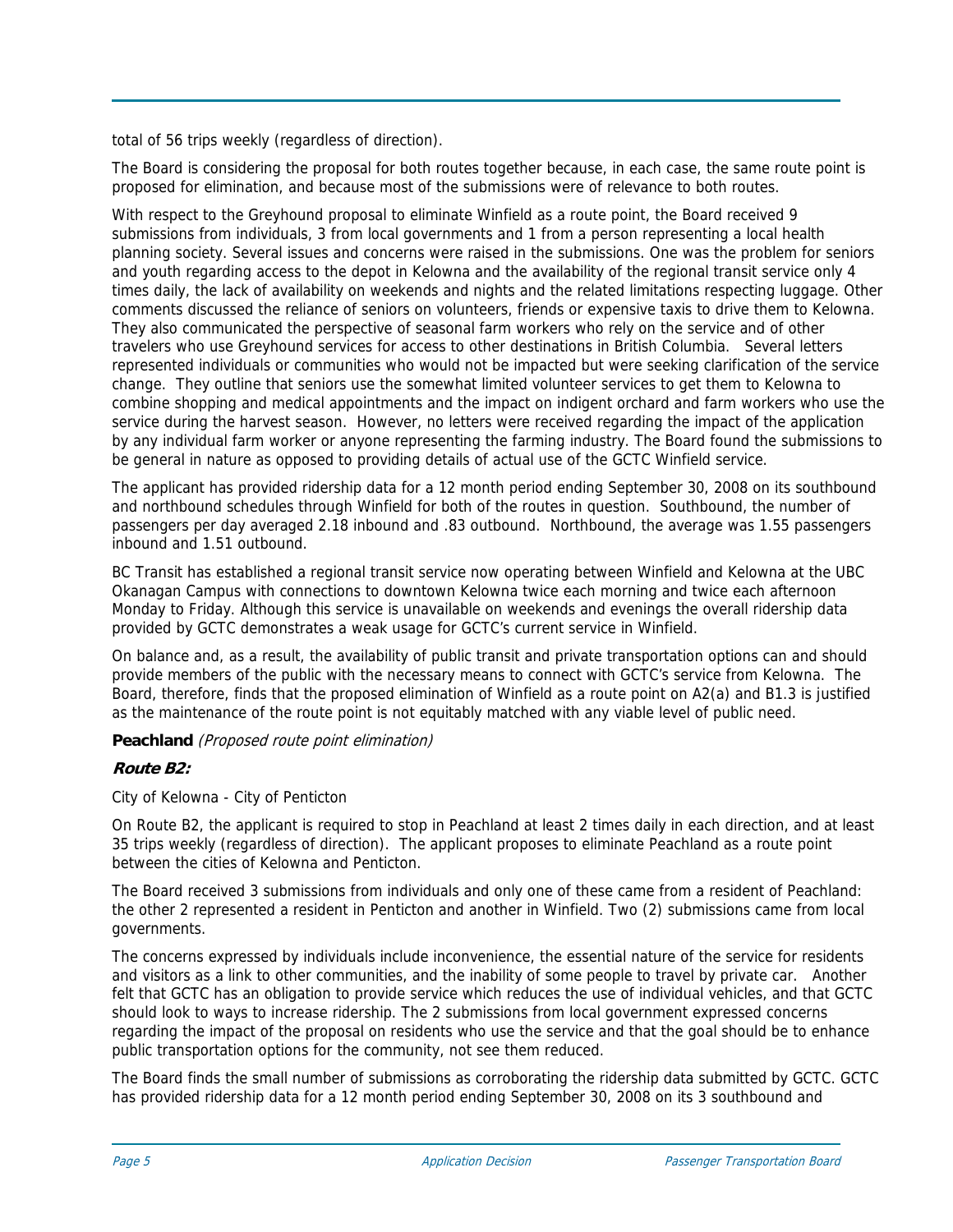total of 56 trips weekly (regardless of direction).

The Board is considering the proposal for both routes together because, in each case, the same route point is proposed for elimination, and because most of the submissions were of relevance to both routes.

With respect to the Greyhound proposal to eliminate Winfield as a route point, the Board received 9 submissions from individuals, 3 from local governments and 1 from a person representing a local health planning society. Several issues and concerns were raised in the submissions. One was the problem for seniors and youth regarding access to the depot in Kelowna and the availability of the regional transit service only 4 times daily, the lack of availability on weekends and nights and the related limitations respecting luggage. Other comments discussed the reliance of seniors on volunteers, friends or expensive taxis to drive them to Kelowna. They also communicated the perspective of seasonal farm workers who rely on the service and of other travelers who use Greyhound services for access to other destinations in British Columbia. Several letters represented individuals or communities who would not be impacted but were seeking clarification of the service change. They outline that seniors use the somewhat limited volunteer services to get them to Kelowna to combine shopping and medical appointments and the impact on indigent orchard and farm workers who use the service during the harvest season. However, no letters were received regarding the impact of the application by any individual farm worker or anyone representing the farming industry. The Board found the submissions to be general in nature as opposed to providing details of actual use of the GCTC Winfield service.

The applicant has provided ridership data for a 12 month period ending September 30, 2008 on its southbound and northbound schedules through Winfield for both of the routes in question. Southbound, the number of passengers per day averaged 2.18 inbound and .83 outbound. Northbound, the average was 1.55 passengers inbound and 1.51 outbound.

BC Transit has established a regional transit service now operating between Winfield and Kelowna at the UBC Okanagan Campus with connections to downtown Kelowna twice each morning and twice each afternoon Monday to Friday. Although this service is unavailable on weekends and evenings the overall ridership data provided by GCTC demonstrates a weak usage for GCTC's current service in Winfield.

On balance and, as a result, the availability of public transit and private transportation options can and should provide members of the public with the necessary means to connect with GCTC's service from Kelowna. The Board, therefore, finds that the proposed elimination of Winfield as a route point on A2(a) and B1.3 is justified as the maintenance of the route point is not equitably matched with any viable level of public need.

**Peachland** *(Proposed route point elimination)*

***Route B2:***

City of Kelowna - City of Penticton

On Route B2, the applicant is required to stop in Peachland at least 2 times daily in each direction, and at least 35 trips weekly (regardless of direction). The applicant proposes to eliminate Peachland as a route point between the cities of Kelowna and Penticton.

The Board received 3 submissions from individuals and only one of these came from a resident of Peachland: the other 2 represented a resident in Penticton and another in Winfield. Two (2) submissions came from local governments.

The concerns expressed by individuals include inconvenience, the essential nature of the service for residents and visitors as a link to other communities, and the inability of some people to travel by private car. Another felt that GCTC has an obligation to provide service which reduces the use of individual vehicles, and that GCTC should look to ways to increase ridership. The 2 submissions from local government expressed concerns regarding the impact of the proposal on residents who use the service and that the goal should be to enhance public transportation options for the community, not see them reduced.

The Board finds the small number of submissions as corroborating the ridership data submitted by GCTC. GCTC has provided ridership data for a 12 month period ending September 30, 2008 on its 3 southbound and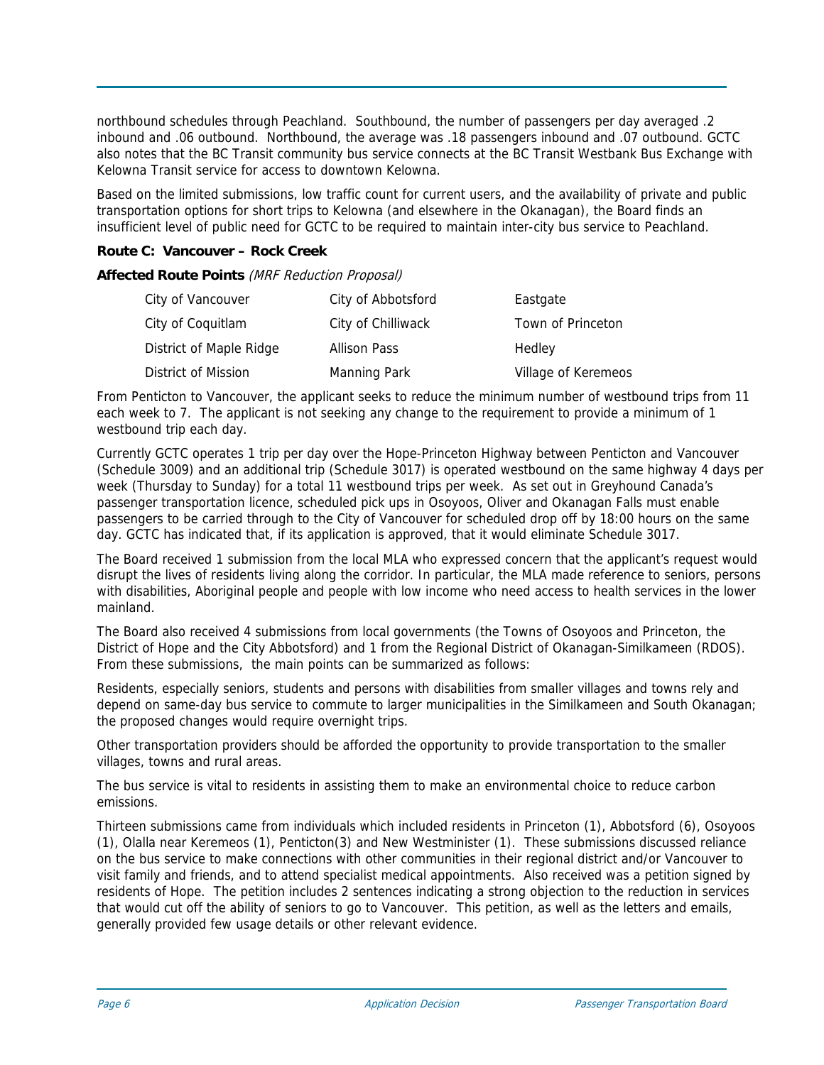northbound schedules through Peachland. Southbound, the number of passengers per day averaged .2 inbound and .06 outbound. Northbound, the average was .18 passengers inbound and .07 outbound. GCTC also notes that the BC Transit community bus service connects at the BC Transit Westbank Bus Exchange with Kelowna Transit service for access to downtown Kelowna.

Based on the limited submissions, low traffic count for current users, and the availability of private and public transportation options for short trips to Kelowna (and elsewhere in the Okanagan), the Board finds an insufficient level of public need for GCTC to be required to maintain inter-city bus service to Peachland.

**Route C: Vancouver – Rock Creek**

**Affected Route Points** *(MRF Reduction Proposal)*

| | | |
|---|---|---|
| City of Vancouver | City of Abbotsford | Eastgate |
| City of Coquitlam | City of Chilliwack | Town of Princeton |
| District of Maple Ridge | Allison Pass | Hedley |
| District of Mission | Manning Park | Village of Keremeos |

From Penticton to Vancouver, the applicant seeks to reduce the minimum number of westbound trips from 11 each week to 7. The applicant is not seeking any change to the requirement to provide a minimum of 1 westbound trip each day.

Currently GCTC operates 1 trip per day over the Hope-Princeton Highway between Penticton and Vancouver (Schedule 3009) and an additional trip (Schedule 3017) is operated westbound on the same highway 4 days per week (Thursday to Sunday) for a total 11 westbound trips per week. As set out in Greyhound Canada's passenger transportation licence, scheduled pick ups in Osoyoos, Oliver and Okanagan Falls must enable passengers to be carried through to the City of Vancouver for scheduled drop off by 18:00 hours on the same day. GCTC has indicated that, if its application is approved, that it would eliminate Schedule 3017.

The Board received 1 submission from the local MLA who expressed concern that the applicant's request would disrupt the lives of residents living along the corridor. In particular, the MLA made reference to seniors, persons with disabilities, Aboriginal people and people with low income who need access to health services in the lower mainland.

The Board also received 4 submissions from local governments (the Towns of Osoyoos and Princeton, the District of Hope and the City Abbotsford) and 1 from the Regional District of Okanagan-Similkameen (RDOS). From these submissions, the main points can be summarized as follows:

Residents, especially seniors, students and persons with disabilities from smaller villages and towns rely and depend on same-day bus service to commute to larger municipalities in the Similkameen and South Okanagan; the proposed changes would require overnight trips.

Other transportation providers should be afforded the opportunity to provide transportation to the smaller villages, towns and rural areas.

The bus service is vital to residents in assisting them to make an environmental choice to reduce carbon emissions.

Thirteen submissions came from individuals which included residents in Princeton (1), Abbotsford (6), Osoyoos (1), Olalla near Keremeos (1), Penticton(3) and New Westminister (1). These submissions discussed reliance on the bus service to make connections with other communities in their regional district and/or Vancouver to visit family and friends, and to attend specialist medical appointments. Also received was a petition signed by residents of Hope. The petition includes 2 sentences indicating a strong objection to the reduction in services that would cut off the ability of seniors to go to Vancouver. This petition, as well as the letters and emails, generally provided few usage details or other relevant evidence.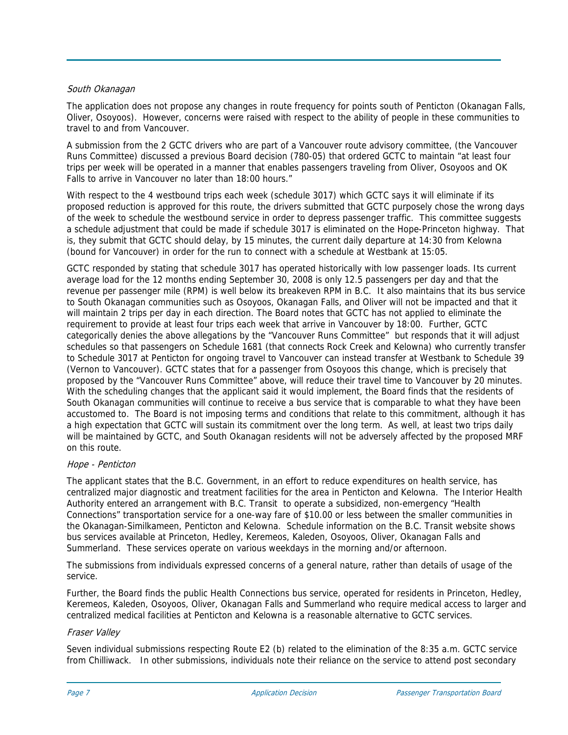*South Okanagan*

The application does not propose any changes in route frequency for points south of Penticton (Okanagan Falls, Oliver, Osoyoos). However, concerns were raised with respect to the ability of people in these communities to travel to and from Vancouver.

A submission from the 2 GCTC drivers who are part of a Vancouver route advisory committee, (the Vancouver Runs Committee) discussed a previous Board decision (780-05) that ordered GCTC to maintain "at least four trips per week will be operated in a manner that enables passengers traveling from Oliver, Osoyoos and OK Falls to arrive in Vancouver no later than 18:00 hours."

With respect to the 4 westbound trips each week (schedule 3017) which GCTC says it will eliminate if its proposed reduction is approved for this route, the drivers submitted that GCTC purposely chose the wrong days of the week to schedule the westbound service in order to depress passenger traffic. This committee suggests a schedule adjustment that could be made if schedule 3017 is eliminated on the Hope-Princeton highway. That is, they submit that GCTC should delay, by 15 minutes, the current daily departure at 14:30 from Kelowna (bound for Vancouver) in order for the run to connect with a schedule at Westbank at 15:05.

GCTC responded by stating that schedule 3017 has operated historically with low passenger loads. Its current average load for the 12 months ending September 30, 2008 is only 12.5 passengers per day and that the revenue per passenger mile (RPM) is well below its breakeven RPM in B.C. It also maintains that its bus service to South Okanagan communities such as Osoyoos, Okanagan Falls, and Oliver will not be impacted and that it will maintain 2 trips per day in each direction. The Board notes that GCTC has not applied to eliminate the requirement to provide at least four trips each week that arrive in Vancouver by 18:00. Further, GCTC categorically denies the above allegations by the "Vancouver Runs Committee" but responds that it will adjust schedules so that passengers on Schedule 1681 (that connects Rock Creek and Kelowna) who currently transfer to Schedule 3017 at Penticton for ongoing travel to Vancouver can instead transfer at Westbank to Schedule 39 (Vernon to Vancouver). GCTC states that for a passenger from Osoyoos this change, which is precisely that proposed by the "Vancouver Runs Committee" above, will reduce their travel time to Vancouver by 20 minutes. With the scheduling changes that the applicant said it would implement, the Board finds that the residents of South Okanagan communities will continue to receive a bus service that is comparable to what they have been accustomed to. The Board is not imposing terms and conditions that relate to this commitment, although it has a high expectation that GCTC will sustain its commitment over the long term. As well, at least two trips daily will be maintained by GCTC, and South Okanagan residents will not be adversely affected by the proposed MRF on this route.

*Hope - Penticton*

The applicant states that the B.C. Government, in an effort to reduce expenditures on health service, has centralized major diagnostic and treatment facilities for the area in Penticton and Kelowna. The Interior Health Authority entered an arrangement with B.C. Transit to operate a subsidized, non-emergency "Health Connections" transportation service for a one-way fare of $10.00 or less between the smaller communities in the Okanagan-Similkameen, Penticton and Kelowna. Schedule information on the B.C. Transit website shows bus services available at Princeton, Hedley, Keremeos, Kaleden, Osoyoos, Oliver, Okanagan Falls and Summerland. These services operate on various weekdays in the morning and/or afternoon.

The submissions from individuals expressed concerns of a general nature, rather than details of usage of the service.

Further, the Board finds the public Health Connections bus service, operated for residents in Princeton, Hedley, Keremeos, Kaleden, Osoyoos, Oliver, Okanagan Falls and Summerland who require medical access to larger and centralized medical facilities at Penticton and Kelowna is a reasonable alternative to GCTC services.

*Fraser Valley*

Seven individual submissions respecting Route E2 (b) related to the elimination of the 8:35 a.m. GCTC service from Chilliwack. In other submissions, individuals note their reliance on the service to attend post secondary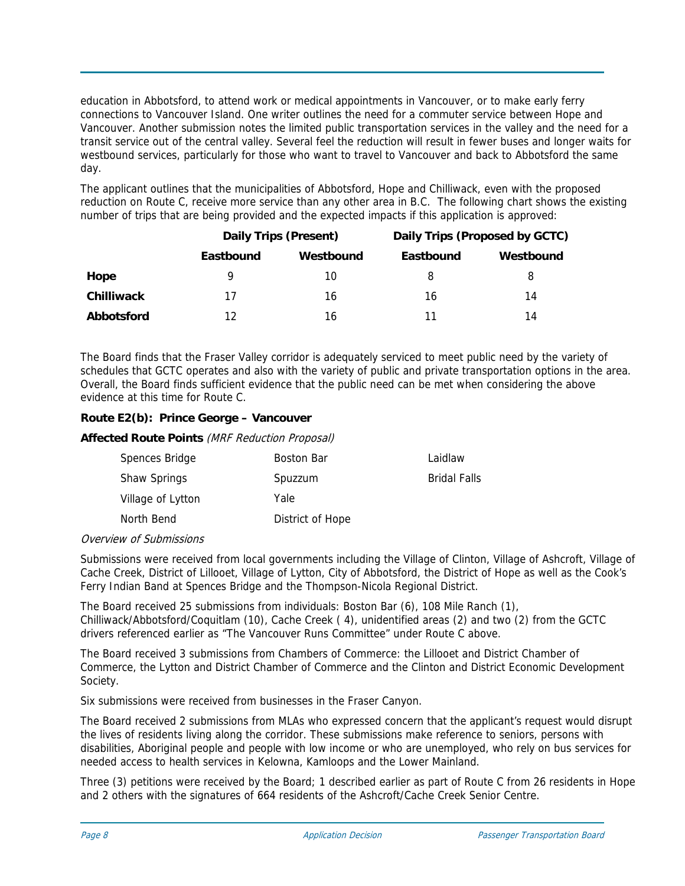education in Abbotsford, to attend work or medical appointments in Vancouver, or to make early ferry connections to Vancouver Island. One writer outlines the need for a commuter service between Hope and Vancouver. Another submission notes the limited public transportation services in the valley and the need for a transit service out of the central valley. Several feel the reduction will result in fewer buses and longer waits for westbound services, particularly for those who want to travel to Vancouver and back to Abbotsford the same day.

The applicant outlines that the municipalities of Abbotsford, Hope and Chilliwack, even with the proposed reduction on Route C, receive more service than any other area in B.C. The following chart shows the existing number of trips that are being provided and the expected impacts if this application is approved:

| | Daily Trips (Present) | | Daily Trips (Proposed by GCTC) | |
|---|---|---|---|---|
| | **Eastbound** | **Westbound** | **Eastbound** | **Westbound** |
| **Hope** | 9 | 10 | 8 | 8 |
| **Chilliwack** | 17 | 16 | 16 | 14 |
| **Abbotsford** | 12 | 16 | 11 | 14 |

The Board finds that the Fraser Valley corridor is adequately serviced to meet public need by the variety of schedules that GCTC operates and also with the variety of public and private transportation options in the area. Overall, the Board finds sufficient evidence that the public need can be met when considering the above evidence at this time for Route C.

**Route E2(b): Prince George – Vancouver**

**Affected Route Points** *(MRF Reduction Proposal)*

| | | |
|---|---|---|
| Spences Bridge | Boston Bar | Laidlaw |
| Shaw Springs | Spuzzum | Bridal Falls |
| Village of Lytton | Yale | |
| North Bend | District of Hope | |

*Overview of Submissions*

Submissions were received from local governments including the Village of Clinton, Village of Ashcroft, Village of Cache Creek, District of Lillooet, Village of Lytton, City of Abbotsford, the District of Hope as well as the Cook's Ferry Indian Band at Spences Bridge and the Thompson-Nicola Regional District.

The Board received 25 submissions from individuals: Boston Bar (6), 108 Mile Ranch (1), Chilliwack/Abbotsford/Coquitlam (10), Cache Creek ( 4), unidentified areas (2) and two (2) from the GCTC drivers referenced earlier as "The Vancouver Runs Committee" under Route C above.

The Board received 3 submissions from Chambers of Commerce: the Lillooet and District Chamber of Commerce, the Lytton and District Chamber of Commerce and the Clinton and District Economic Development Society.

Six submissions were received from businesses in the Fraser Canyon.

The Board received 2 submissions from MLAs who expressed concern that the applicant's request would disrupt the lives of residents living along the corridor. These submissions make reference to seniors, persons with disabilities, Aboriginal people and people with low income or who are unemployed, who rely on bus services for needed access to health services in Kelowna, Kamloops and the Lower Mainland.

Three (3) petitions were received by the Board; 1 described earlier as part of Route C from 26 residents in Hope and 2 others with the signatures of 664 residents of the Ashcroft/Cache Creek Senior Centre.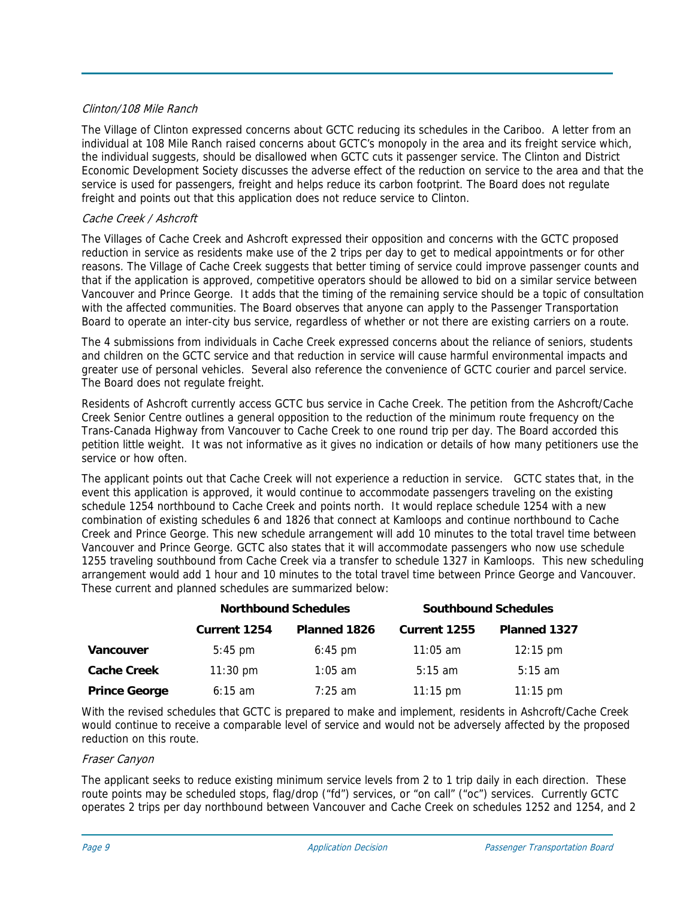*Clinton/108 Mile Ranch*

The Village of Clinton expressed concerns about GCTC reducing its schedules in the Cariboo. A letter from an individual at 108 Mile Ranch raised concerns about GCTC's monopoly in the area and its freight service which, the individual suggests, should be disallowed when GCTC cuts it passenger service. The Clinton and District Economic Development Society discusses the adverse effect of the reduction on service to the area and that the service is used for passengers, freight and helps reduce its carbon footprint. The Board does not regulate freight and points out that this application does not reduce service to Clinton.

*Cache Creek / Ashcroft*

The Villages of Cache Creek and Ashcroft expressed their opposition and concerns with the GCTC proposed reduction in service as residents make use of the 2 trips per day to get to medical appointments or for other reasons. The Village of Cache Creek suggests that better timing of service could improve passenger counts and that if the application is approved, competitive operators should be allowed to bid on a similar service between Vancouver and Prince George. It adds that the timing of the remaining service should be a topic of consultation with the affected communities. The Board observes that anyone can apply to the Passenger Transportation Board to operate an inter-city bus service, regardless of whether or not there are existing carriers on a route.

The 4 submissions from individuals in Cache Creek expressed concerns about the reliance of seniors, students and children on the GCTC service and that reduction in service will cause harmful environmental impacts and greater use of personal vehicles. Several also reference the convenience of GCTC courier and parcel service. The Board does not regulate freight.

Residents of Ashcroft currently access GCTC bus service in Cache Creek. The petition from the Ashcroft/Cache Creek Senior Centre outlines a general opposition to the reduction of the minimum route frequency on the Trans-Canada Highway from Vancouver to Cache Creek to one round trip per day. The Board accorded this petition little weight. It was not informative as it gives no indication or details of how many petitioners use the service or how often.

The applicant points out that Cache Creek will not experience a reduction in service. GCTC states that, in the event this application is approved, it would continue to accommodate passengers traveling on the existing schedule 1254 northbound to Cache Creek and points north. It would replace schedule 1254 with a new combination of existing schedules 6 and 1826 that connect at Kamloops and continue northbound to Cache Creek and Prince George. This new schedule arrangement will add 10 minutes to the total travel time between Vancouver and Prince George. GCTC also states that it will accommodate passengers who now use schedule 1255 traveling southbound from Cache Creek via a transfer to schedule 1327 in Kamloops. This new scheduling arrangement would add 1 hour and 10 minutes to the total travel time between Prince George and Vancouver. These current and planned schedules are summarized below:

| | **Northbound Schedules** | | **Southbound Schedules** | |
|---|---|---|---|---|
| | **Current 1254** | **Planned 1826** | **Current 1255** | **Planned 1327** |
| **Vancouver** | 5:45 pm | 6:45 pm | 11:05 am | 12:15 pm |
| **Cache Creek** | 11:30 pm | 1:05 am | 5:15 am | 5:15 am |
| **Prince George** | 6:15 am | 7:25 am | 11:15 pm | 11:15 pm |

With the revised schedules that GCTC is prepared to make and implement, residents in Ashcroft/Cache Creek would continue to receive a comparable level of service and would not be adversely affected by the proposed reduction on this route.

*Fraser Canyon*

The applicant seeks to reduce existing minimum service levels from 2 to 1 trip daily in each direction. These route points may be scheduled stops, flag/drop ("fd") services, or "on call" ("oc") services. Currently GCTC operates 2 trips per day northbound between Vancouver and Cache Creek on schedules 1252 and 1254, and 2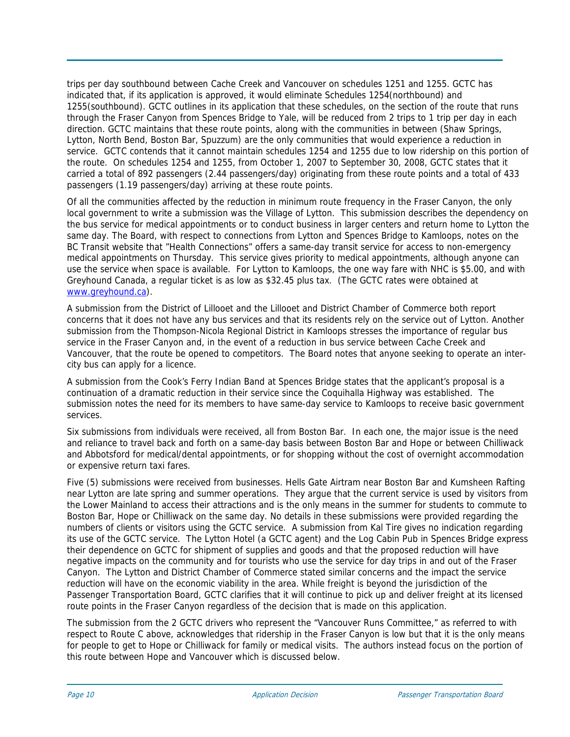trips per day southbound between Cache Creek and Vancouver on schedules 1251 and 1255. GCTC has indicated that, if its application is approved, it would eliminate Schedules 1254(northbound) and 1255(southbound). GCTC outlines in its application that these schedules, on the section of the route that runs through the Fraser Canyon from Spences Bridge to Yale, will be reduced from 2 trips to 1 trip per day in each direction. GCTC maintains that these route points, along with the communities in between (Shaw Springs, Lytton, North Bend, Boston Bar, Spuzzum) are the only communities that would experience a reduction in service. GCTC contends that it cannot maintain schedules 1254 and 1255 due to low ridership on this portion of the route. On schedules 1254 and 1255, from October 1, 2007 to September 30, 2008, GCTC states that it carried a total of 892 passengers (2.44 passengers/day) originating from these route points and a total of 433 passengers (1.19 passengers/day) arriving at these route points.

Of all the communities affected by the reduction in minimum route frequency in the Fraser Canyon, the only local government to write a submission was the Village of Lytton. This submission describes the dependency on the bus service for medical appointments or to conduct business in larger centers and return home to Lytton the same day. The Board, with respect to connections from Lytton and Spences Bridge to Kamloops, notes on the BC Transit website that "Health Connections" offers a same-day transit service for access to non-emergency medical appointments on Thursday. This service gives priority to medical appointments, although anyone can use the service when space is available. For Lytton to Kamloops, the one way fare with NHC is $5.00, and with Greyhound Canada, a regular ticket is as low as $32.45 plus tax. (The GCTC rates were obtained at [www.greyhound.ca](http://www.greyhound.ca)).

A submission from the District of Lillooet and the Lillooet and District Chamber of Commerce both report concerns that it does not have any bus services and that its residents rely on the service out of Lytton. Another submission from the Thompson-Nicola Regional District in Kamloops stresses the importance of regular bus service in the Fraser Canyon and, in the event of a reduction in bus service between Cache Creek and Vancouver, that the route be opened to competitors. The Board notes that anyone seeking to operate an inter-city bus can apply for a licence.

A submission from the Cook's Ferry Indian Band at Spences Bridge states that the applicant's proposal is a continuation of a dramatic reduction in their service since the Coquihalla Highway was established. The submission notes the need for its members to have same-day service to Kamloops to receive basic government services.

Six submissions from individuals were received, all from Boston Bar. In each one, the major issue is the need and reliance to travel back and forth on a same-day basis between Boston Bar and Hope or between Chilliwack and Abbotsford for medical/dental appointments, or for shopping without the cost of overnight accommodation or expensive return taxi fares.

Five (5) submissions were received from businesses. Hells Gate Airtram near Boston Bar and Kumsheen Rafting near Lytton are late spring and summer operations. They argue that the current service is used by visitors from the Lower Mainland to access their attractions and is the only means in the summer for students to commute to Boston Bar, Hope or Chilliwack on the same day. No details in these submissions were provided regarding the numbers of clients or visitors using the GCTC service. A submission from Kal Tire gives no indication regarding its use of the GCTC service. The Lytton Hotel (a GCTC agent) and the Log Cabin Pub in Spences Bridge express their dependence on GCTC for shipment of supplies and goods and that the proposed reduction will have negative impacts on the community and for tourists who use the service for day trips in and out of the Fraser Canyon. The Lytton and District Chamber of Commerce stated similar concerns and the impact the service reduction will have on the economic viability in the area. While freight is beyond the jurisdiction of the Passenger Transportation Board, GCTC clarifies that it will continue to pick up and deliver freight at its licensed route points in the Fraser Canyon regardless of the decision that is made on this application.

The submission from the 2 GCTC drivers who represent the "Vancouver Runs Committee," as referred to with respect to Route C above, acknowledges that ridership in the Fraser Canyon is low but that it is the only means for people to get to Hope or Chilliwack for family or medical visits. The authors instead focus on the portion of this route between Hope and Vancouver which is discussed below.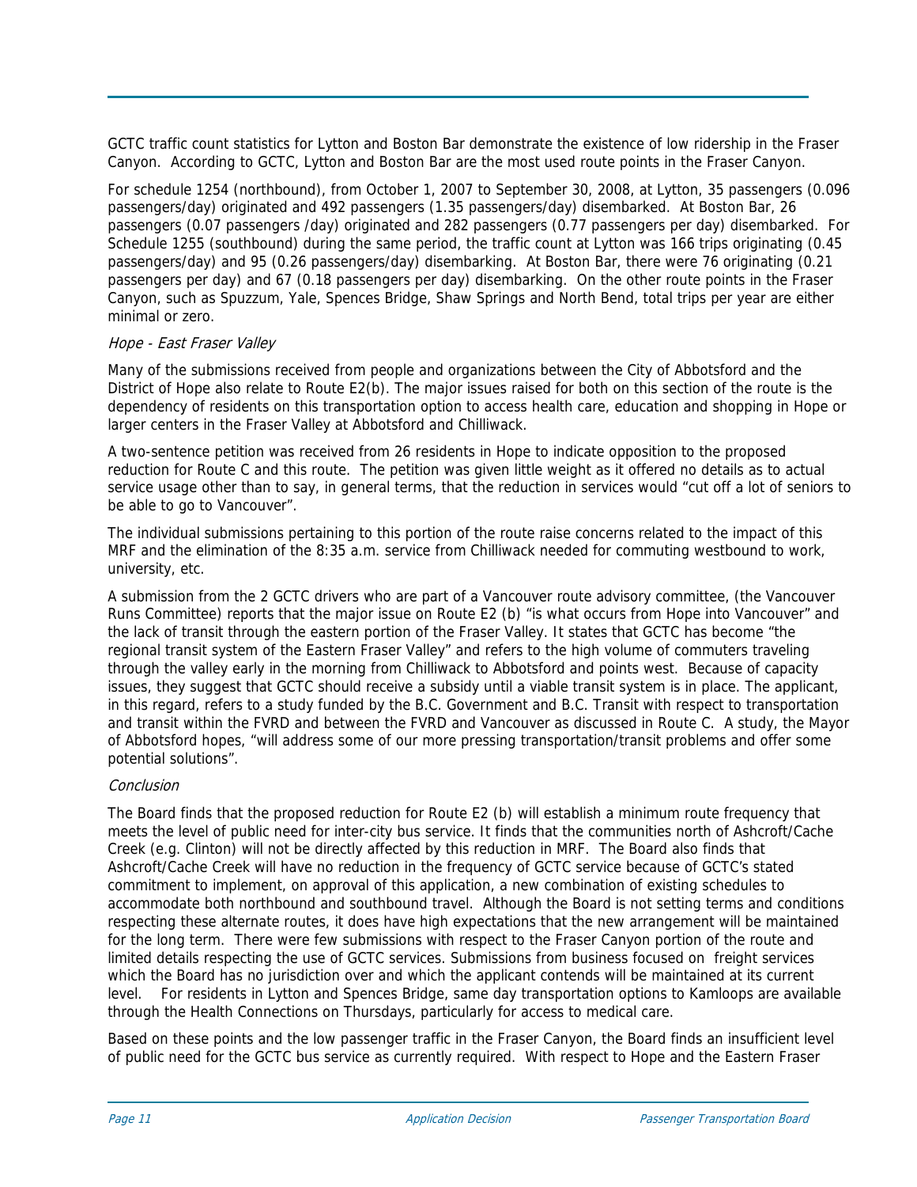GCTC traffic count statistics for Lytton and Boston Bar demonstrate the existence of low ridership in the Fraser Canyon. According to GCTC, Lytton and Boston Bar are the most used route points in the Fraser Canyon.

For schedule 1254 (northbound), from October 1, 2007 to September 30, 2008, at Lytton, 35 passengers (0.096 passengers/day) originated and 492 passengers (1.35 passengers/day) disembarked. At Boston Bar, 26 passengers (0.07 passengers /day) originated and 282 passengers (0.77 passengers per day) disembarked. For Schedule 1255 (southbound) during the same period, the traffic count at Lytton was 166 trips originating (0.45 passengers/day) and 95 (0.26 passengers/day) disembarking. At Boston Bar, there were 76 originating (0.21 passengers per day) and 67 (0.18 passengers per day) disembarking. On the other route points in the Fraser Canyon, such as Spuzzum, Yale, Spences Bridge, Shaw Springs and North Bend, total trips per year are either minimal or zero.

*Hope - East Fraser Valley*

Many of the submissions received from people and organizations between the City of Abbotsford and the District of Hope also relate to Route E2(b). The major issues raised for both on this section of the route is the dependency of residents on this transportation option to access health care, education and shopping in Hope or larger centers in the Fraser Valley at Abbotsford and Chilliwack.

A two-sentence petition was received from 26 residents in Hope to indicate opposition to the proposed reduction for Route C and this route. The petition was given little weight as it offered no details as to actual service usage other than to say, in general terms, that the reduction in services would "cut off a lot of seniors to be able to go to Vancouver".

The individual submissions pertaining to this portion of the route raise concerns related to the impact of this MRF and the elimination of the 8:35 a.m. service from Chilliwack needed for commuting westbound to work, university, etc.

A submission from the 2 GCTC drivers who are part of a Vancouver route advisory committee, (the Vancouver Runs Committee) reports that the major issue on Route E2 (b) "is what occurs from Hope into Vancouver" and the lack of transit through the eastern portion of the Fraser Valley. It states that GCTC has become "the regional transit system of the Eastern Fraser Valley" and refers to the high volume of commuters traveling through the valley early in the morning from Chilliwack to Abbotsford and points west. Because of capacity issues, they suggest that GCTC should receive a subsidy until a viable transit system is in place. The applicant, in this regard, refers to a study funded by the B.C. Government and B.C. Transit with respect to transportation and transit within the FVRD and between the FVRD and Vancouver as discussed in Route C. A study, the Mayor of Abbotsford hopes, "will address some of our more pressing transportation/transit problems and offer some potential solutions".

*Conclusion*

The Board finds that the proposed reduction for Route E2 (b) will establish a minimum route frequency that meets the level of public need for inter-city bus service. It finds that the communities north of Ashcroft/Cache Creek (e.g. Clinton) will not be directly affected by this reduction in MRF. The Board also finds that Ashcroft/Cache Creek will have no reduction in the frequency of GCTC service because of GCTC's stated commitment to implement, on approval of this application, a new combination of existing schedules to accommodate both northbound and southbound travel. Although the Board is not setting terms and conditions respecting these alternate routes, it does have high expectations that the new arrangement will be maintained for the long term. There were few submissions with respect to the Fraser Canyon portion of the route and limited details respecting the use of GCTC services. Submissions from business focused on freight services which the Board has no jurisdiction over and which the applicant contends will be maintained at its current level. For residents in Lytton and Spences Bridge, same day transportation options to Kamloops are available through the Health Connections on Thursdays, particularly for access to medical care.

Based on these points and the low passenger traffic in the Fraser Canyon, the Board finds an insufficient level of public need for the GCTC bus service as currently required. With respect to Hope and the Eastern Fraser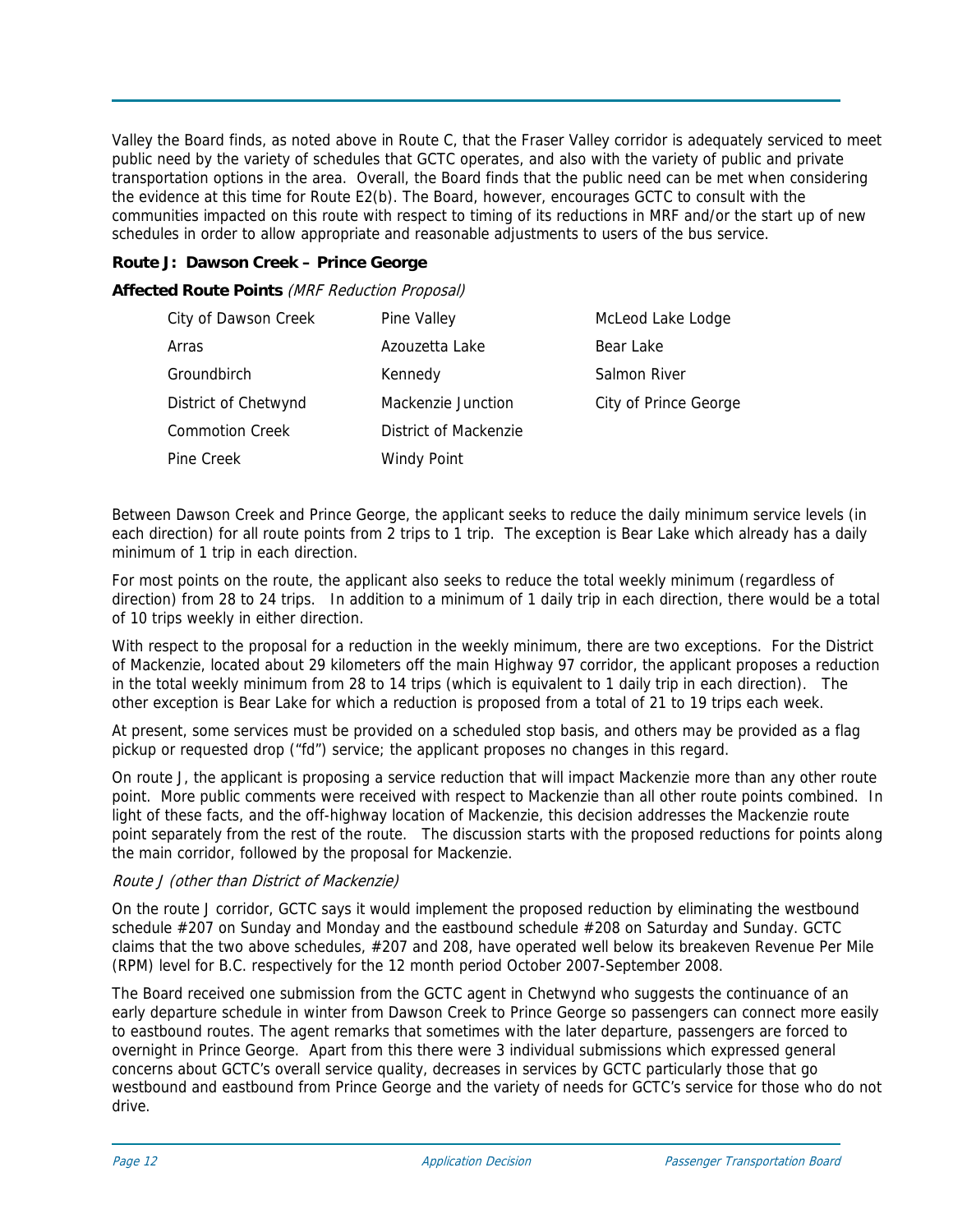Valley the Board finds, as noted above in Route C, that the Fraser Valley corridor is adequately serviced to meet public need by the variety of schedules that GCTC operates, and also with the variety of public and private transportation options in the area. Overall, the Board finds that the public need can be met when considering the evidence at this time for Route E2(b). The Board, however, encourages GCTC to consult with the communities impacted on this route with respect to timing of its reductions in MRF and/or the start up of new schedules in order to allow appropriate and reasonable adjustments to users of the bus service.

**Route J: Dawson Creek – Prince George**

**Affected Route Points** *(MRF Reduction Proposal)*

| | | |
|---|---|---|
| City of Dawson Creek | Pine Valley | McLeod Lake Lodge |
| Arras | Azouzetta Lake | Bear Lake |
| Groundbirch | Kennedy | Salmon River |
| District of Chetwynd | Mackenzie Junction | City of Prince George |
| Commotion Creek | District of Mackenzie | |
| Pine Creek | Windy Point | |

Between Dawson Creek and Prince George, the applicant seeks to reduce the daily minimum service levels (in each direction) for all route points from 2 trips to 1 trip. The exception is Bear Lake which already has a daily minimum of 1 trip in each direction.

For most points on the route, the applicant also seeks to reduce the total weekly minimum (regardless of direction) from 28 to 24 trips. In addition to a minimum of 1 daily trip in each direction, there would be a total of 10 trips weekly in either direction.

With respect to the proposal for a reduction in the weekly minimum, there are two exceptions. For the District of Mackenzie, located about 29 kilometers off the main Highway 97 corridor, the applicant proposes a reduction in the total weekly minimum from 28 to 14 trips (which is equivalent to 1 daily trip in each direction). The other exception is Bear Lake for which a reduction is proposed from a total of 21 to 19 trips each week.

At present, some services must be provided on a scheduled stop basis, and others may be provided as a flag pickup or requested drop ("fd") service; the applicant proposes no changes in this regard.

On route J, the applicant is proposing a service reduction that will impact Mackenzie more than any other route point. More public comments were received with respect to Mackenzie than all other route points combined. In light of these facts, and the off-highway location of Mackenzie, this decision addresses the Mackenzie route point separately from the rest of the route. The discussion starts with the proposed reductions for points along the main corridor, followed by the proposal for Mackenzie.

*Route J (other than District of Mackenzie)*

On the route J corridor, GCTC says it would implement the proposed reduction by eliminating the westbound schedule #207 on Sunday and Monday and the eastbound schedule #208 on Saturday and Sunday. GCTC claims that the two above schedules, #207 and 208, have operated well below its breakeven Revenue Per Mile (RPM) level for B.C. respectively for the 12 month period October 2007-September 2008.

The Board received one submission from the GCTC agent in Chetwynd who suggests the continuance of an early departure schedule in winter from Dawson Creek to Prince George so passengers can connect more easily to eastbound routes. The agent remarks that sometimes with the later departure, passengers are forced to overnight in Prince George. Apart from this there were 3 individual submissions which expressed general concerns about GCTC's overall service quality, decreases in services by GCTC particularly those that go westbound and eastbound from Prince George and the variety of needs for GCTC's service for those who do not drive.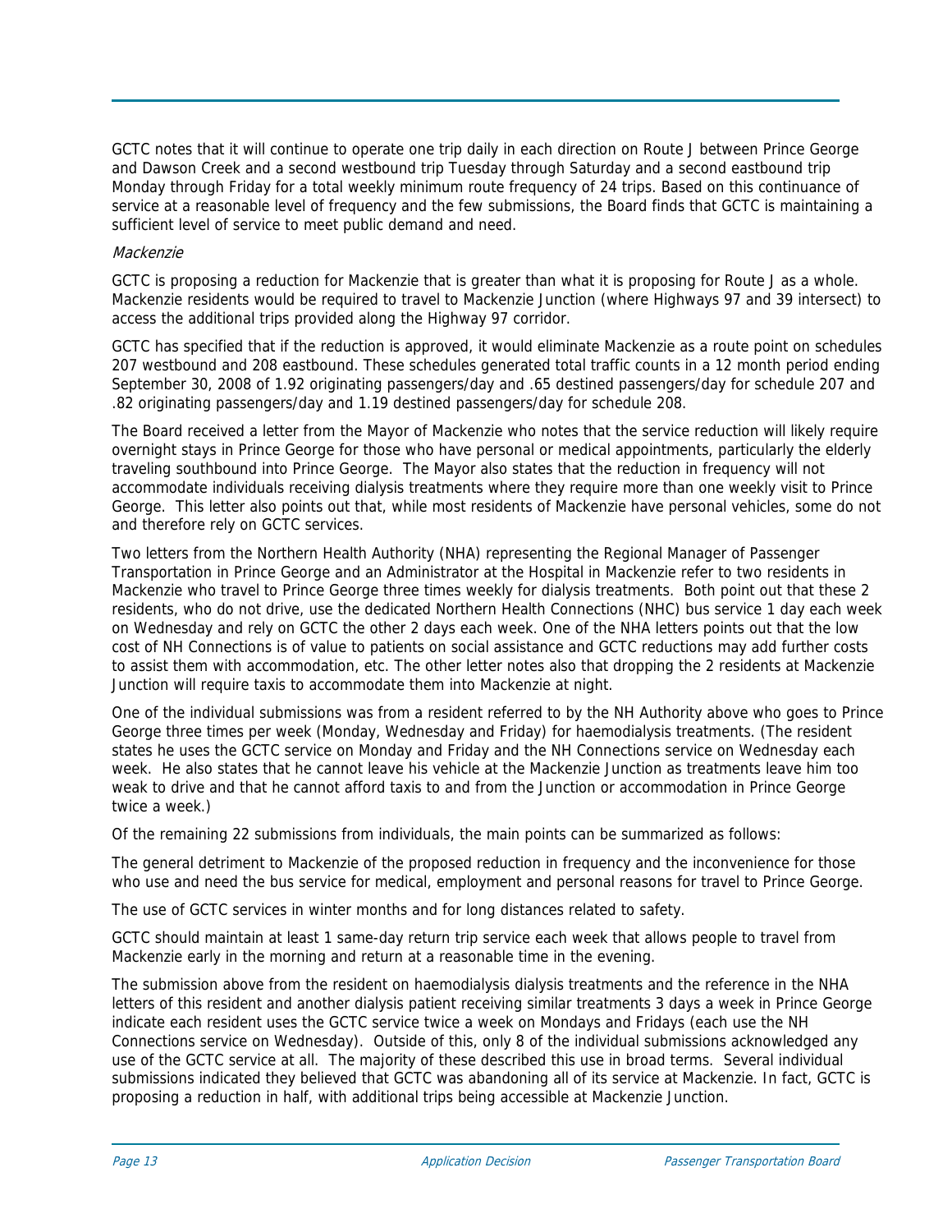GCTC notes that it will continue to operate one trip daily in each direction on Route J between Prince George and Dawson Creek and a second westbound trip Tuesday through Saturday and a second eastbound trip Monday through Friday for a total weekly minimum route frequency of 24 trips. Based on this continuance of service at a reasonable level of frequency and the few submissions, the Board finds that GCTC is maintaining a sufficient level of service to meet public demand and need.

*Mackenzie*

GCTC is proposing a reduction for Mackenzie that is greater than what it is proposing for Route J as a whole. Mackenzie residents would be required to travel to Mackenzie Junction (where Highways 97 and 39 intersect) to access the additional trips provided along the Highway 97 corridor.

GCTC has specified that if the reduction is approved, it would eliminate Mackenzie as a route point on schedules 207 westbound and 208 eastbound. These schedules generated total traffic counts in a 12 month period ending September 30, 2008 of 1.92 originating passengers/day and .65 destined passengers/day for schedule 207 and .82 originating passengers/day and 1.19 destined passengers/day for schedule 208.

The Board received a letter from the Mayor of Mackenzie who notes that the service reduction will likely require overnight stays in Prince George for those who have personal or medical appointments, particularly the elderly traveling southbound into Prince George. The Mayor also states that the reduction in frequency will not accommodate individuals receiving dialysis treatments where they require more than one weekly visit to Prince George. This letter also points out that, while most residents of Mackenzie have personal vehicles, some do not and therefore rely on GCTC services.

Two letters from the Northern Health Authority (NHA) representing the Regional Manager of Passenger Transportation in Prince George and an Administrator at the Hospital in Mackenzie refer to two residents in Mackenzie who travel to Prince George three times weekly for dialysis treatments. Both point out that these 2 residents, who do not drive, use the dedicated Northern Health Connections (NHC) bus service 1 day each week on Wednesday and rely on GCTC the other 2 days each week. One of the NHA letters points out that the low cost of NH Connections is of value to patients on social assistance and GCTC reductions may add further costs to assist them with accommodation, etc. The other letter notes also that dropping the 2 residents at Mackenzie Junction will require taxis to accommodate them into Mackenzie at night.

One of the individual submissions was from a resident referred to by the NH Authority above who goes to Prince George three times per week (Monday, Wednesday and Friday) for haemodialysis treatments. (The resident states he uses the GCTC service on Monday and Friday and the NH Connections service on Wednesday each week. He also states that he cannot leave his vehicle at the Mackenzie Junction as treatments leave him too weak to drive and that he cannot afford taxis to and from the Junction or accommodation in Prince George twice a week.)

Of the remaining 22 submissions from individuals, the main points can be summarized as follows:

The general detriment to Mackenzie of the proposed reduction in frequency and the inconvenience for those who use and need the bus service for medical, employment and personal reasons for travel to Prince George.

The use of GCTC services in winter months and for long distances related to safety.

GCTC should maintain at least 1 same-day return trip service each week that allows people to travel from Mackenzie early in the morning and return at a reasonable time in the evening.

The submission above from the resident on haemodialysis dialysis treatments and the reference in the NHA letters of this resident and another dialysis patient receiving similar treatments 3 days a week in Prince George indicate each resident uses the GCTC service twice a week on Mondays and Fridays (each use the NH Connections service on Wednesday). Outside of this, only 8 of the individual submissions acknowledged any use of the GCTC service at all. The majority of these described this use in broad terms. Several individual submissions indicated they believed that GCTC was abandoning all of its service at Mackenzie. In fact, GCTC is proposing a reduction in half, with additional trips being accessible at Mackenzie Junction.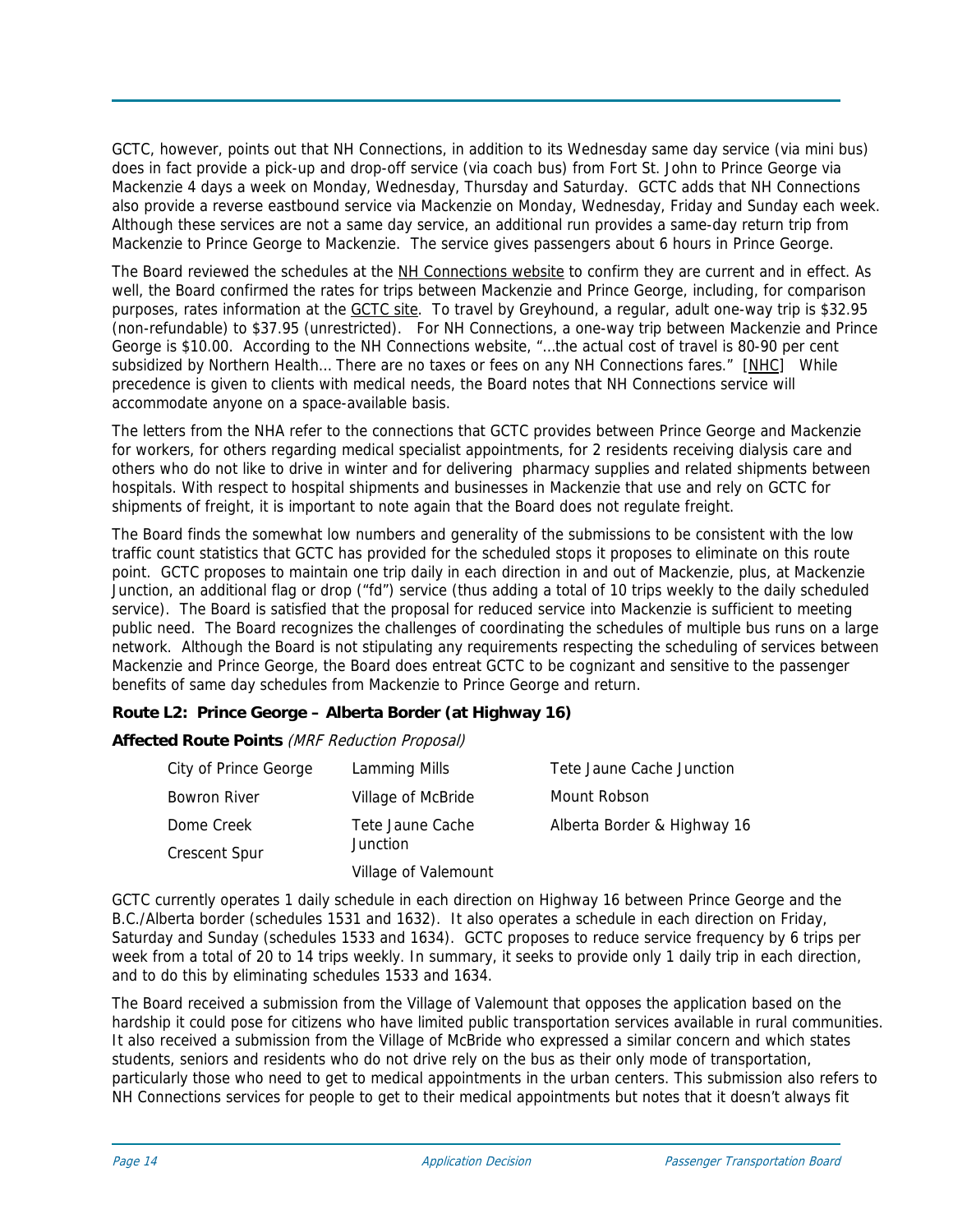GCTC, however, points out that NH Connections, in addition to its Wednesday same day service (via mini bus) does in fact provide a pick-up and drop-off service (via coach bus) from Fort St. John to Prince George via Mackenzie 4 days a week on Monday, Wednesday, Thursday and Saturday. GCTC adds that NH Connections also provide a reverse eastbound service via Mackenzie on Monday, Wednesday, Friday and Sunday each week. Although these services are not a same day service, an additional run provides a same-day return trip from Mackenzie to Prince George to Mackenzie. The service gives passengers about 6 hours in Prince George.

The Board reviewed the schedules at the NH Connections website to confirm they are current and in effect. As well, the Board confirmed the rates for trips between Mackenzie and Prince George, including, for comparison purposes, rates information at the GCTC site. To travel by Greyhound, a regular, adult one-way trip is $32.95 (non-refundable) to $37.95 (unrestricted). For NH Connections, a one-way trip between Mackenzie and Prince George is $10.00. According to the NH Connections website, "…the actual cost of travel is 80-90 per cent subsidized by Northern Health… There are no taxes or fees on any NH Connections fares." [NHC] While precedence is given to clients with medical needs, the Board notes that NH Connections service will accommodate anyone on a space-available basis.

The letters from the NHA refer to the connections that GCTC provides between Prince George and Mackenzie for workers, for others regarding medical specialist appointments, for 2 residents receiving dialysis care and others who do not like to drive in winter and for delivering pharmacy supplies and related shipments between hospitals. With respect to hospital shipments and businesses in Mackenzie that use and rely on GCTC for shipments of freight, it is important to note again that the Board does not regulate freight.

The Board finds the somewhat low numbers and generality of the submissions to be consistent with the low traffic count statistics that GCTC has provided for the scheduled stops it proposes to eliminate on this route point. GCTC proposes to maintain one trip daily in each direction in and out of Mackenzie, plus, at Mackenzie Junction, an additional flag or drop ("fd") service (thus adding a total of 10 trips weekly to the daily scheduled service). The Board is satisfied that the proposal for reduced service into Mackenzie is sufficient to meeting public need. The Board recognizes the challenges of coordinating the schedules of multiple bus runs on a large network. Although the Board is not stipulating any requirements respecting the scheduling of services between Mackenzie and Prince George, the Board does entreat GCTC to be cognizant and sensitive to the passenger benefits of same day schedules from Mackenzie to Prince George and return.

### Route L2: Prince George – Alberta Border (at Highway 16)

**Affected Route Points** *(MRF Reduction Proposal)*

| | | |
|---|---|---|
| City of Prince George | Lamming Mills | Tete Jaune Cache Junction |
| Bowron River | Village of McBride | Mount Robson |
| Dome Creek | Tete Jaune Cache Junction | Alberta Border & Highway 16 |
| Crescent Spur | Village of Valemount | |

GCTC currently operates 1 daily schedule in each direction on Highway 16 between Prince George and the B.C./Alberta border (schedules 1531 and 1632). It also operates a schedule in each direction on Friday, Saturday and Sunday (schedules 1533 and 1634). GCTC proposes to reduce service frequency by 6 trips per week from a total of 20 to 14 trips weekly. In summary, it seeks to provide only 1 daily trip in each direction, and to do this by eliminating schedules 1533 and 1634.

The Board received a submission from the Village of Valemount that opposes the application based on the hardship it could pose for citizens who have limited public transportation services available in rural communities. It also received a submission from the Village of McBride who expressed a similar concern and which states students, seniors and residents who do not drive rely on the bus as their only mode of transportation, particularly those who need to get to medical appointments in the urban centers. This submission also refers to NH Connections services for people to get to their medical appointments but notes that it doesn't always fit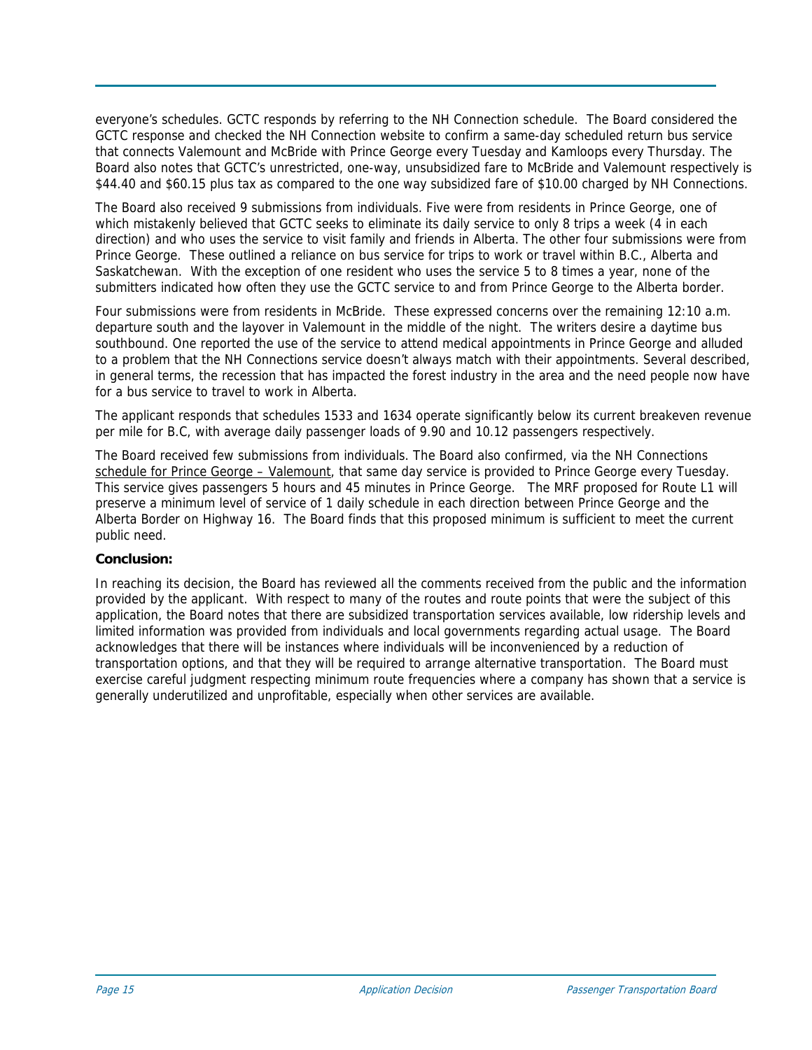everyone's schedules. GCTC responds by referring to the NH Connection schedule. The Board considered the GCTC response and checked the NH Connection website to confirm a same-day scheduled return bus service that connects Valemount and McBride with Prince George every Tuesday and Kamloops every Thursday. The Board also notes that GCTC's unrestricted, one-way, unsubsidized fare to McBride and Valemount respectively is $44.40 and $60.15 plus tax as compared to the one way subsidized fare of $10.00 charged by NH Connections.

The Board also received 9 submissions from individuals. Five were from residents in Prince George, one of which mistakenly believed that GCTC seeks to eliminate its daily service to only 8 trips a week (4 in each direction) and who uses the service to visit family and friends in Alberta. The other four submissions were from Prince George. These outlined a reliance on bus service for trips to work or travel within B.C., Alberta and Saskatchewan. With the exception of one resident who uses the service 5 to 8 times a year, none of the submitters indicated how often they use the GCTC service to and from Prince George to the Alberta border.

Four submissions were from residents in McBride. These expressed concerns over the remaining 12:10 a.m. departure south and the layover in Valemount in the middle of the night. The writers desire a daytime bus southbound. One reported the use of the service to attend medical appointments in Prince George and alluded to a problem that the NH Connections service doesn't always match with their appointments. Several described, in general terms, the recession that has impacted the forest industry in the area and the need people now have for a bus service to travel to work in Alberta.

The applicant responds that schedules 1533 and 1634 operate significantly below its current breakeven revenue per mile for B.C, with average daily passenger loads of 9.90 and 10.12 passengers respectively.

The Board received few submissions from individuals. The Board also confirmed, via the NH Connections schedule for Prince George – Valemount, that same day service is provided to Prince George every Tuesday. This service gives passengers 5 hours and 45 minutes in Prince George. The MRF proposed for Route L1 will preserve a minimum level of service of 1 daily schedule in each direction between Prince George and the Alberta Border on Highway 16. The Board finds that this proposed minimum is sufficient to meet the current public need.

**Conclusion:**

In reaching its decision, the Board has reviewed all the comments received from the public and the information provided by the applicant. With respect to many of the routes and route points that were the subject of this application, the Board notes that there are subsidized transportation services available, low ridership levels and limited information was provided from individuals and local governments regarding actual usage. The Board acknowledges that there will be instances where individuals will be inconvenienced by a reduction of transportation options, and that they will be required to arrange alternative transportation. The Board must exercise careful judgment respecting minimum route frequencies where a company has shown that a service is generally underutilized and unprofitable, especially when other services are available.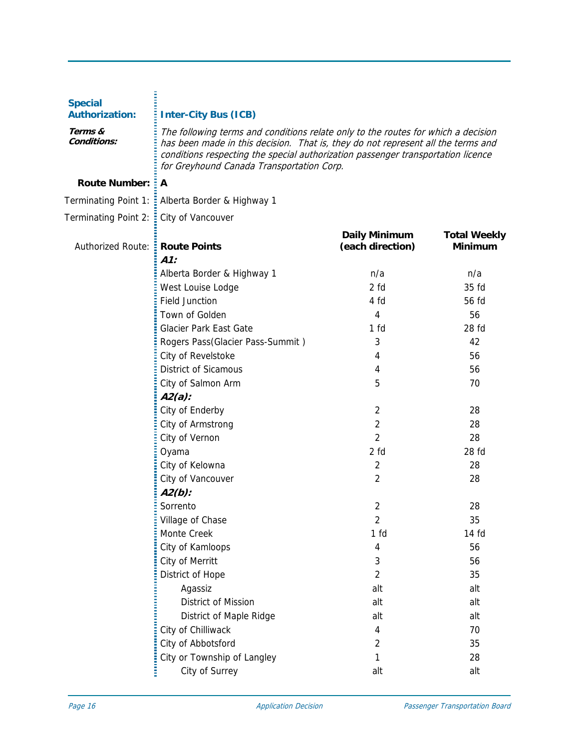**Special Authorization:** **Inter-City Bus (ICB)**

***Terms & Conditions:*** *The following terms and conditions relate only to the routes for which a decision has been made in this decision. That is, they do not represent all the terms and conditions respecting the special authorization passenger transportation licence for Greyhound Canada Transportation Corp.*

**Route Number:** **A**

Terminating Point 1: Alberta Border & Highway 1

Terminating Point 2: City of Vancouver

Authorized Route:

| Route Points | Daily Minimum (each direction) | Total Weekly Minimum |
|---|---|---|
| ***A1:*** | | |
| Alberta Border & Highway 1 | n/a | n/a |
| West Louise Lodge | 2 fd | 35 fd |
| Field Junction | 4 fd | 56 fd |
| Town of Golden | 4 | 56 |
| Glacier Park East Gate | 1 fd | 28 fd |
| Rogers Pass(Glacier Pass-Summit ) | 3 | 42 |
| City of Revelstoke | 4 | 56 |
| District of Sicamous | 4 | 56 |
| City of Salmon Arm | 5 | 70 |
| ***A2(a):*** | | |
| City of Enderby | 2 | 28 |
| City of Armstrong | 2 | 28 |
| City of Vernon | 2 | 28 |
| Oyama | 2 fd | 28 fd |
| City of Kelowna | 2 | 28 |
| City of Vancouver | 2 | 28 |
| ***A2(b):*** | | |
| Sorrento | 2 | 28 |
| Village of Chase | 2 | 35 |
| Monte Creek | 1 fd | 14 fd |
| City of Kamloops | 4 | 56 |
| City of Merritt | 3 | 56 |
| District of Hope | 2 | 35 |
| Agassiz | alt | alt |
| District of Mission | alt | alt |
| District of Maple Ridge | alt | alt |
| City of Chilliwack | 4 | 70 |
| City of Abbotsford | 2 | 35 |
| City or Township of Langley | 1 | 28 |
| City of Surrey | alt | alt |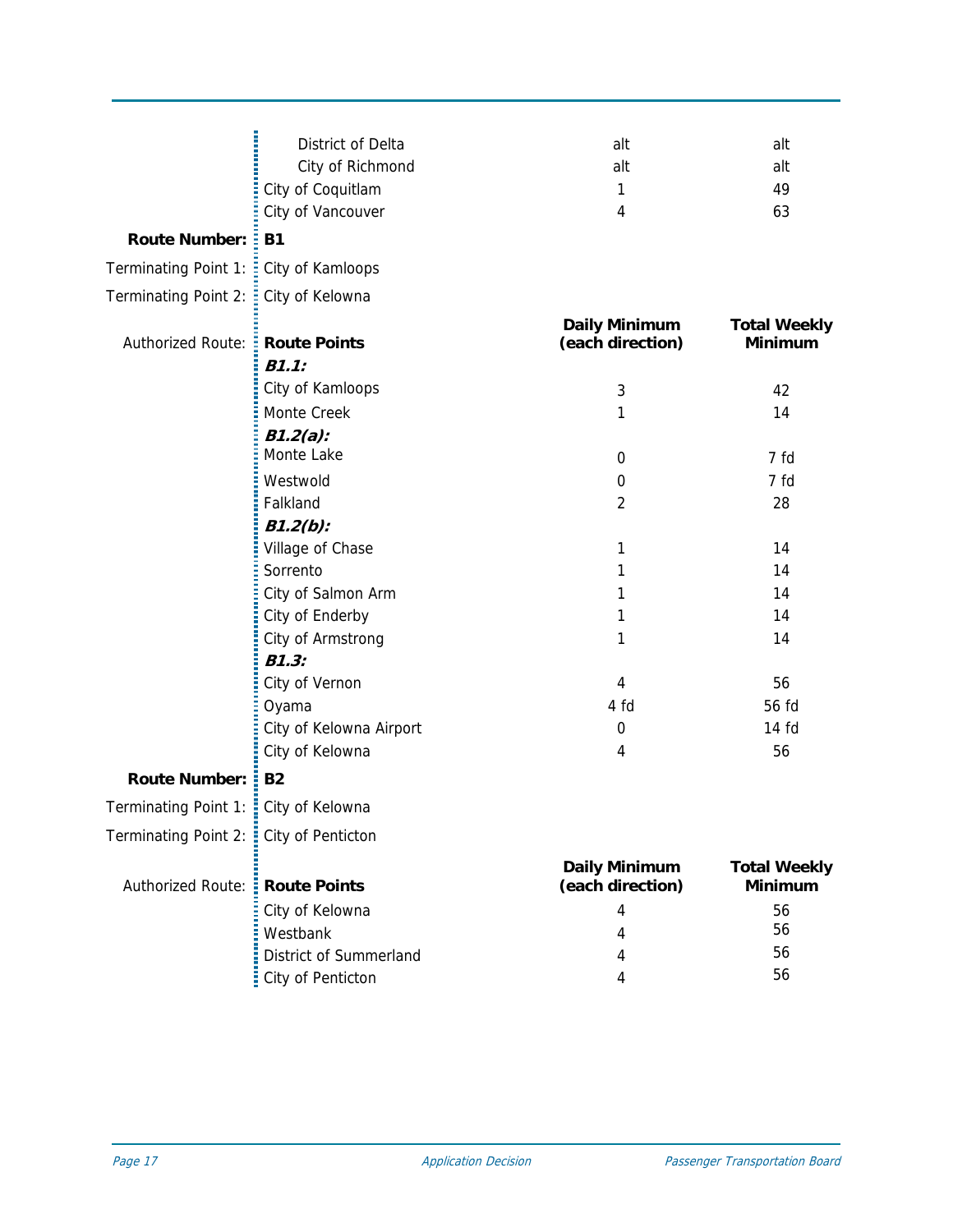| | Route Points | Daily Minimum (each direction) | Total Weekly Minimum |
|---|---|---|---|
| | District of Delta | alt | alt |
| | City of Richmond | alt | alt |
| | City of Coquitlam | 1 | 49 |
| | City of Vancouver | 4 | 63 |

**Route Number:** **B1**

Terminating Point 1: City of Kamloops

Terminating Point 2: City of Kelowna

| Authorized Route: | **Route Points** | **Daily Minimum (each direction)** | **Total Weekly Minimum** |
|---|---|---|---|
| | ***B1.1:*** | | |
| | City of Kamloops | 3 | 42 |
| | Monte Creek | 1 | 14 |
| | ***B1.2(a):*** | | |
| | Monte Lake | 0 | 7 fd |
| | Westwold | 0 | 7 fd |
| | Falkland | 2 | 28 |
| | ***B1.2(b):*** | | |
| | Village of Chase | 1 | 14 |
| | Sorrento | 1 | 14 |
| | City of Salmon Arm | 1 | 14 |
| | City of Enderby | 1 | 14 |
| | City of Armstrong | 1 | 14 |
| | ***B1.3:*** | | |
| | City of Vernon | 4 | 56 |
| | Oyama | 4 fd | 56 fd |
| | City of Kelowna Airport | 0 | 14 fd |
| | City of Kelowna | 4 | 56 |

**Route Number:** **B2**

Terminating Point 1: City of Kelowna

Terminating Point 2: City of Penticton

| Authorized Route: | **Route Points** | **Daily Minimum (each direction)** | **Total Weekly Minimum** |
|---|---|---|---|
| | City of Kelowna | 4 | 56 |
| | Westbank | 4 | 56 |
| | District of Summerland | 4 | 56 |
| | City of Penticton | 4 | 56 |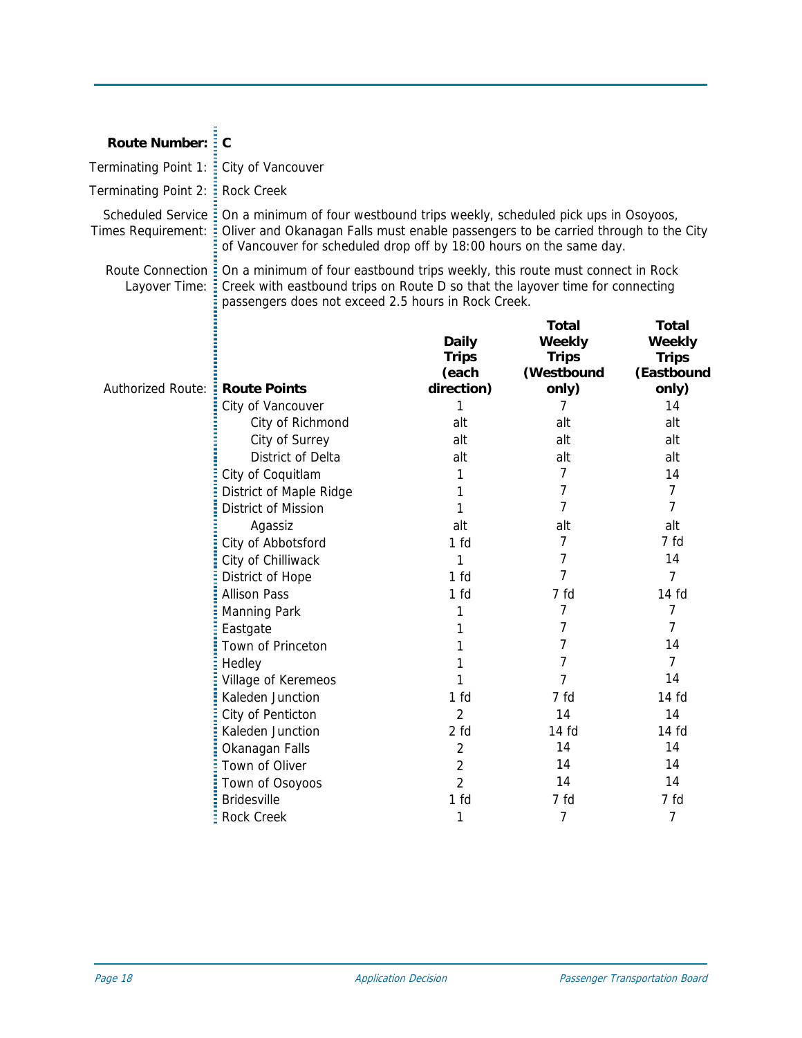**Route Number:** C

Terminating Point 1: City of Vancouver

Terminating Point 2: Rock Creek

Scheduled Service Times Requirement: On a minimum of four westbound trips weekly, scheduled pick ups in Osoyoos, Oliver and Okanagan Falls must enable passengers to be carried through to the City of Vancouver for scheduled drop off by 18:00 hours on the same day.

Route Connection Layover Time: On a minimum of four eastbound trips weekly, this route must connect in Rock Creek with eastbound trips on Route D so that the layover time for connecting passengers does not exceed 2.5 hours in Rock Creek.

Authorized Route:

| Route Points | Daily Trips (each direction) | Total Weekly Trips (Westbound only) | Total Weekly Trips (Eastbound only) |
|---|---|---|---|
| City of Vancouver | 1 | 7 | 14 |
| City of Richmond | alt | alt | alt |
| City of Surrey | alt | alt | alt |
| District of Delta | alt | alt | alt |
| City of Coquitlam | 1 | 7 | 14 |
| District of Maple Ridge | 1 | 7 | 7 |
| District of Mission | 1 | 7 | 7 |
| Agassiz | alt | alt | alt |
| City of Abbotsford | 1 fd | 7 | 7 fd |
| City of Chilliwack | 1 | 7 | 14 |
| District of Hope | 1 fd | 7 | 7 |
| Allison Pass | 1 fd | 7 fd | 14 fd |
| Manning Park | 1 | 7 | 7 |
| Eastgate | 1 | 7 | 7 |
| Town of Princeton | 1 | 7 | 14 |
| Hedley | 1 | 7 | 7 |
| Village of Keremeos | 1 | 7 | 14 |
| Kaleden Junction | 1 fd | 7 fd | 14 fd |
| City of Penticton | 2 | 14 | 14 |
| Kaleden Junction | 2 fd | 14 fd | 14 fd |
| Okanagan Falls | 2 | 14 | 14 |
| Town of Oliver | 2 | 14 | 14 |
| Town of Osoyoos | 2 | 14 | 14 |
| Bridesville | 1 fd | 7 fd | 7 fd |
| Rock Creek | 1 | 7 | 7 |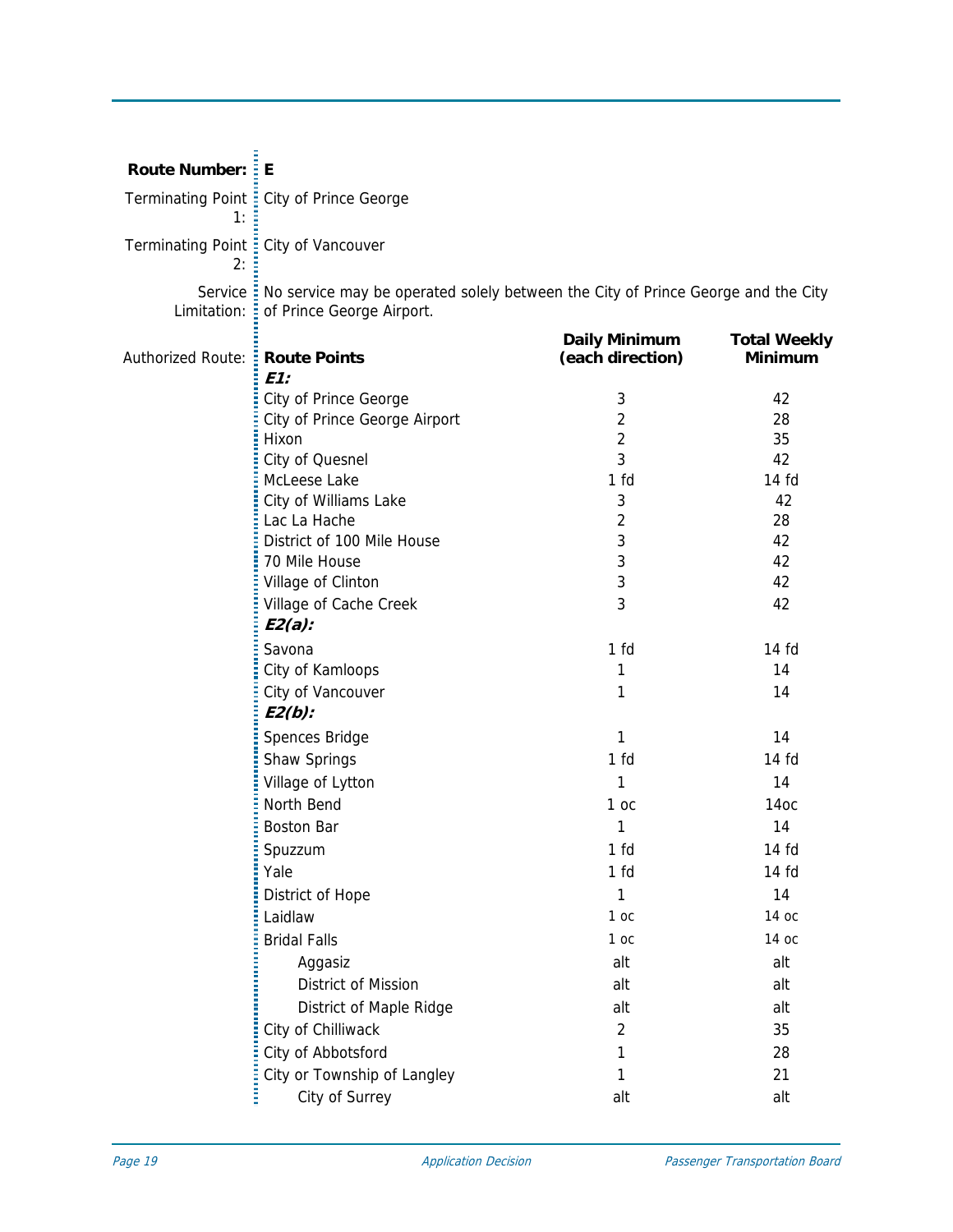| | |
|---|---|
| **Route Number:** | **E** |
| Terminating Point 1: | City of Prince George |
| Terminating Point 2: | City of Vancouver |
| Service Limitation: | No service may be operated solely between the City of Prince George and the City of Prince George Airport. |

Authorized Route:

| **Route Points** | **Daily Minimum (each direction)** | **Total Weekly Minimum** |
|---|---|---|
| ***E1:*** | | |
| City of Prince George | 3 | 42 |
| City of Prince George Airport | 2 | 28 |
| Hixon | 2 | 35 |
| City of Quesnel | 3 | 42 |
| McLeese Lake | 1 fd | 14 fd |
| City of Williams Lake | 3 | 42 |
| Lac La Hache | 2 | 28 |
| District of 100 Mile House | 3 | 42 |
| 70 Mile House | 3 | 42 |
| Village of Clinton | 3 | 42 |
| Village of Cache Creek | 3 | 42 |
| ***E2(a):*** | | |
| Savona | 1 fd | 14 fd |
| City of Kamloops | 1 | 14 |
| City of Vancouver | 1 | 14 |
| ***E2(b):*** | | |
| Spences Bridge | 1 | 14 |
| Shaw Springs | 1 fd | 14 fd |
| Village of Lytton | 1 | 14 |
| North Bend | 1 oc | 14oc |
| Boston Bar | 1 | 14 |
| Spuzzum | 1 fd | 14 fd |
| Yale | 1 fd | 14 fd |
| District of Hope | 1 | 14 |
| Laidlaw | 1 oc | 14 oc |
| Bridal Falls | 1 oc | 14 oc |
| &nbsp;&nbsp;&nbsp;&nbsp;Aggasiz | alt | alt |
| &nbsp;&nbsp;&nbsp;&nbsp;District of Mission | alt | alt |
| &nbsp;&nbsp;&nbsp;&nbsp;District of Maple Ridge | alt | alt |
| City of Chilliwack | 2 | 35 |
| City of Abbotsford | 1 | 28 |
| City or Township of Langley | 1 | 21 |
| &nbsp;&nbsp;&nbsp;&nbsp;City of Surrey | alt | alt |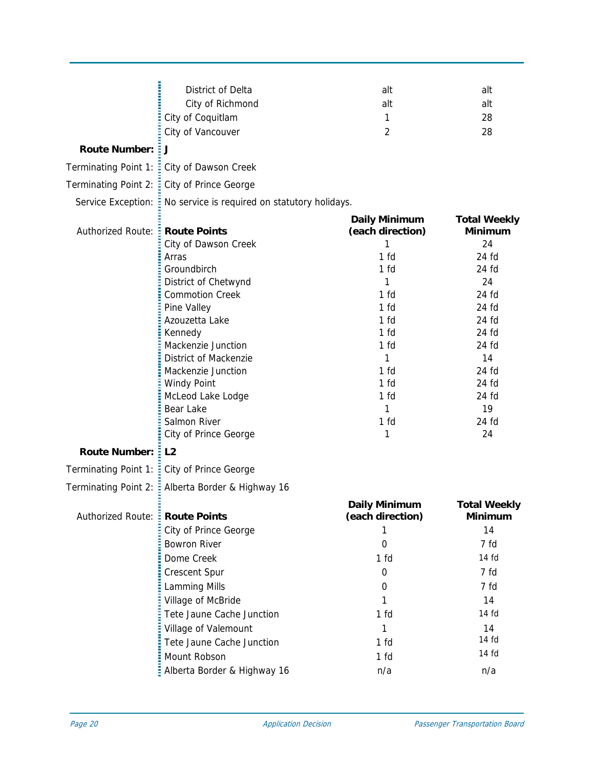| | | |
|---|---|---|
| District of Delta | alt | alt |
| City of Richmond | alt | alt |
| City of Coquitlam | 1 | 28 |
| City of Vancouver | 2 | 28 |

**Route Number:** **J**

Terminating Point 1: City of Dawson Creek

Terminating Point 2: City of Prince George

Service Exception: No service is required on statutory holidays.

Authorized Route:

| Route Points | Daily Minimum (each direction) | Total Weekly Minimum |
|---|---|---|
| City of Dawson Creek | 1 | 24 |
| Arras | 1 fd | 24 fd |
| Groundbirch | 1 fd | 24 fd |
| District of Chetwynd | 1 | 24 |
| Commotion Creek | 1 fd | 24 fd |
| Pine Valley | 1 fd | 24 fd |
| Azouzetta Lake | 1 fd | 24 fd |
| Kennedy | 1 fd | 24 fd |
| Mackenzie Junction | 1 fd | 24 fd |
| District of Mackenzie | 1 | 14 |
| Mackenzie Junction | 1 fd | 24 fd |
| Windy Point | 1 fd | 24 fd |
| McLeod Lake Lodge | 1 fd | 24 fd |
| Bear Lake | 1 | 19 |
| Salmon River | 1 fd | 24 fd |
| City of Prince George | 1 | 24 |

**Route Number:** **L2**

Terminating Point 1: City of Prince George

Terminating Point 2: Alberta Border & Highway 16

Authorized Route:

| Route Points | Daily Minimum (each direction) | Total Weekly Minimum |
|---|---|---|
| City of Prince George | 1 | 14 |
| Bowron River | 0 | 7 fd |
| Dome Creek | 1 fd | 14 fd |
| Crescent Spur | 0 | 7 fd |
| Lamming Mills | 0 | 7 fd |
| Village of McBride | 1 | 14 |
| Tete Jaune Cache Junction | 1 fd | 14 fd |
| Village of Valemount | 1 | 14 |
| Tete Jaune Cache Junction | 1 fd | 14 fd |
| Mount Robson | 1 fd | 14 fd |
| Alberta Border & Highway 16 | n/a | n/a |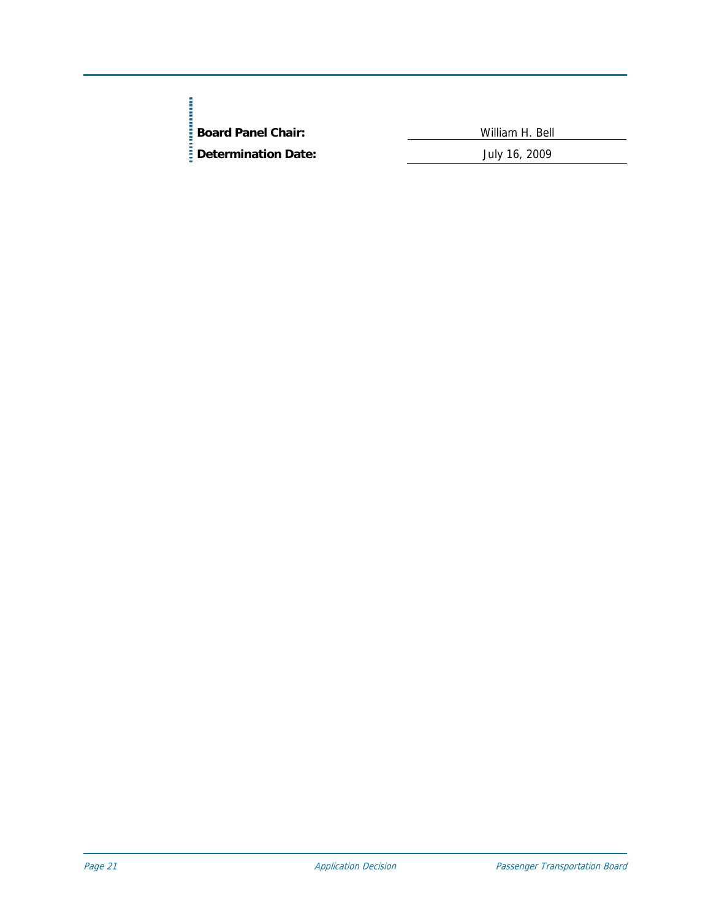| | |
|---|---|
| **Board Panel Chair:** | William H. Bell |
| **Determination Date:** | July 16, 2009 |